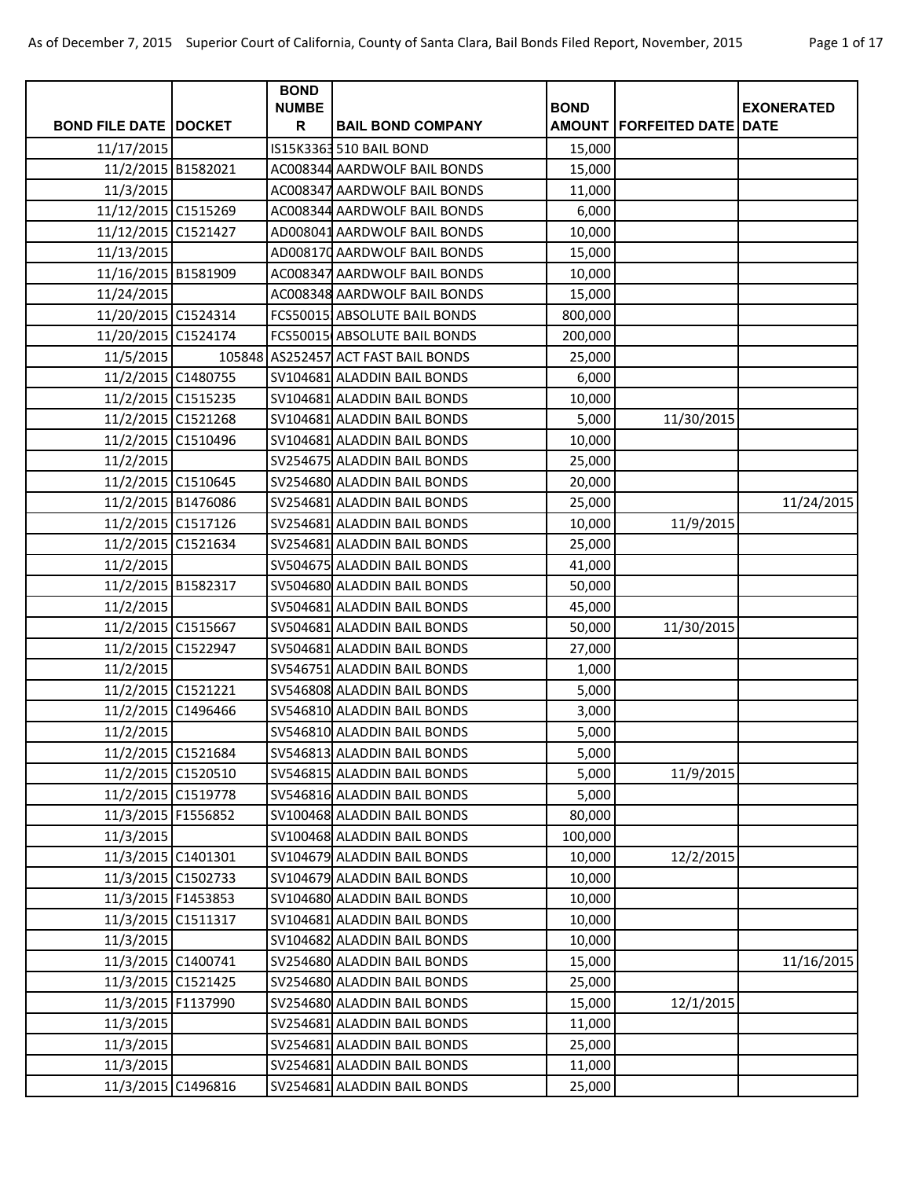As of December 7, 2015 Superior Court of California, County of Santa Clara, Bail Bonds Filed Report, November, 2015

| BOND FILE DATE | DOCKET | BOND NUMBER | BAIL BOND COMPANY | BOND AMOUNT | FORFEITED DATE | EXONERATED DATE |
|---|---|---|---|---|---|---|
| 11/17/2015 | | IS15K3363 | 510 BAIL BOND | 15,000 | | |
| 11/2/2015 | B1582021 | AC008344 | AARDWOLF BAIL BONDS | 15,000 | | |
| 11/3/2015 | | AC008347 | AARDWOLF BAIL BONDS | 11,000 | | |
| 11/12/2015 | C1515269 | AC008344 | AARDWOLF BAIL BONDS | 6,000 | | |
| 11/12/2015 | C1521427 | AD008041 | AARDWOLF BAIL BONDS | 10,000 | | |
| 11/13/2015 | | AD008170 | AARDWOLF BAIL BONDS | 15,000 | | |
| 11/16/2015 | B1581909 | AC008347 | AARDWOLF BAIL BONDS | 10,000 | | |
| 11/24/2015 | | AC008348 | AARDWOLF BAIL BONDS | 15,000 | | |
| 11/20/2015 | C1524314 | FCS50015 | ABSOLUTE BAIL BONDS | 800,000 | | |
| 11/20/2015 | C1524174 | FCS50015 | ABSOLUTE BAIL BONDS | 200,000 | | |
| 11/5/2015 | 105848 | AS252457 | ACT FAST BAIL BONDS | 25,000 | | |
| 11/2/2015 | C1480755 | SV104681 | ALADDIN BAIL BONDS | 6,000 | | |
| 11/2/2015 | C1515235 | SV104681 | ALADDIN BAIL BONDS | 10,000 | | |
| 11/2/2015 | C1521268 | SV104681 | ALADDIN BAIL BONDS | 5,000 | 11/30/2015 | |
| 11/2/2015 | C1510496 | SV104681 | ALADDIN BAIL BONDS | 10,000 | | |
| 11/2/2015 | | SV254675 | ALADDIN BAIL BONDS | 25,000 | | |
| 11/2/2015 | C1510645 | SV254680 | ALADDIN BAIL BONDS | 20,000 | | |
| 11/2/2015 | B1476086 | SV254681 | ALADDIN BAIL BONDS | 25,000 | | 11/24/2015 |
| 11/2/2015 | C1517126 | SV254681 | ALADDIN BAIL BONDS | 10,000 | 11/9/2015 | |
| 11/2/2015 | C1521634 | SV254681 | ALADDIN BAIL BONDS | 25,000 | | |
| 11/2/2015 | | SV504675 | ALADDIN BAIL BONDS | 41,000 | | |
| 11/2/2015 | B1582317 | SV504680 | ALADDIN BAIL BONDS | 50,000 | | |
| 11/2/2015 | | SV504681 | ALADDIN BAIL BONDS | 45,000 | | |
| 11/2/2015 | C1515667 | SV504681 | ALADDIN BAIL BONDS | 50,000 | 11/30/2015 | |
| 11/2/2015 | C1522947 | SV504681 | ALADDIN BAIL BONDS | 27,000 | | |
| 11/2/2015 | | SV546751 | ALADDIN BAIL BONDS | 1,000 | | |
| 11/2/2015 | C1521221 | SV546808 | ALADDIN BAIL BONDS | 5,000 | | |
| 11/2/2015 | C1496466 | SV546810 | ALADDIN BAIL BONDS | 3,000 | | |
| 11/2/2015 | | SV546810 | ALADDIN BAIL BONDS | 5,000 | | |
| 11/2/2015 | C1521684 | SV546813 | ALADDIN BAIL BONDS | 5,000 | | |
| 11/2/2015 | C1520510 | SV546815 | ALADDIN BAIL BONDS | 5,000 | 11/9/2015 | |
| 11/2/2015 | C1519778 | SV546816 | ALADDIN BAIL BONDS | 5,000 | | |
| 11/3/2015 | F1556852 | SV100468 | ALADDIN BAIL BONDS | 80,000 | | |
| 11/3/2015 | | SV100468 | ALADDIN BAIL BONDS | 100,000 | | |
| 11/3/2015 | C1401301 | SV104679 | ALADDIN BAIL BONDS | 10,000 | 12/2/2015 | |
| 11/3/2015 | C1502733 | SV104679 | ALADDIN BAIL BONDS | 10,000 | | |
| 11/3/2015 | F1453853 | SV104680 | ALADDIN BAIL BONDS | 10,000 | | |
| 11/3/2015 | C1511317 | SV104681 | ALADDIN BAIL BONDS | 10,000 | | |
| 11/3/2015 | | SV104682 | ALADDIN BAIL BONDS | 10,000 | | |
| 11/3/2015 | C1400741 | SV254680 | ALADDIN BAIL BONDS | 15,000 | | 11/16/2015 |
| 11/3/2015 | C1521425 | SV254680 | ALADDIN BAIL BONDS | 25,000 | | |
| 11/3/2015 | F1137990 | SV254680 | ALADDIN BAIL BONDS | 15,000 | 12/1/2015 | |
| 11/3/2015 | | SV254681 | ALADDIN BAIL BONDS | 11,000 | | |
| 11/3/2015 | | SV254681 | ALADDIN BAIL BONDS | 25,000 | | |
| 11/3/2015 | | SV254681 | ALADDIN BAIL BONDS | 11,000 | | |
| 11/3/2015 | C1496816 | SV254681 | ALADDIN BAIL BONDS | 25,000 | | |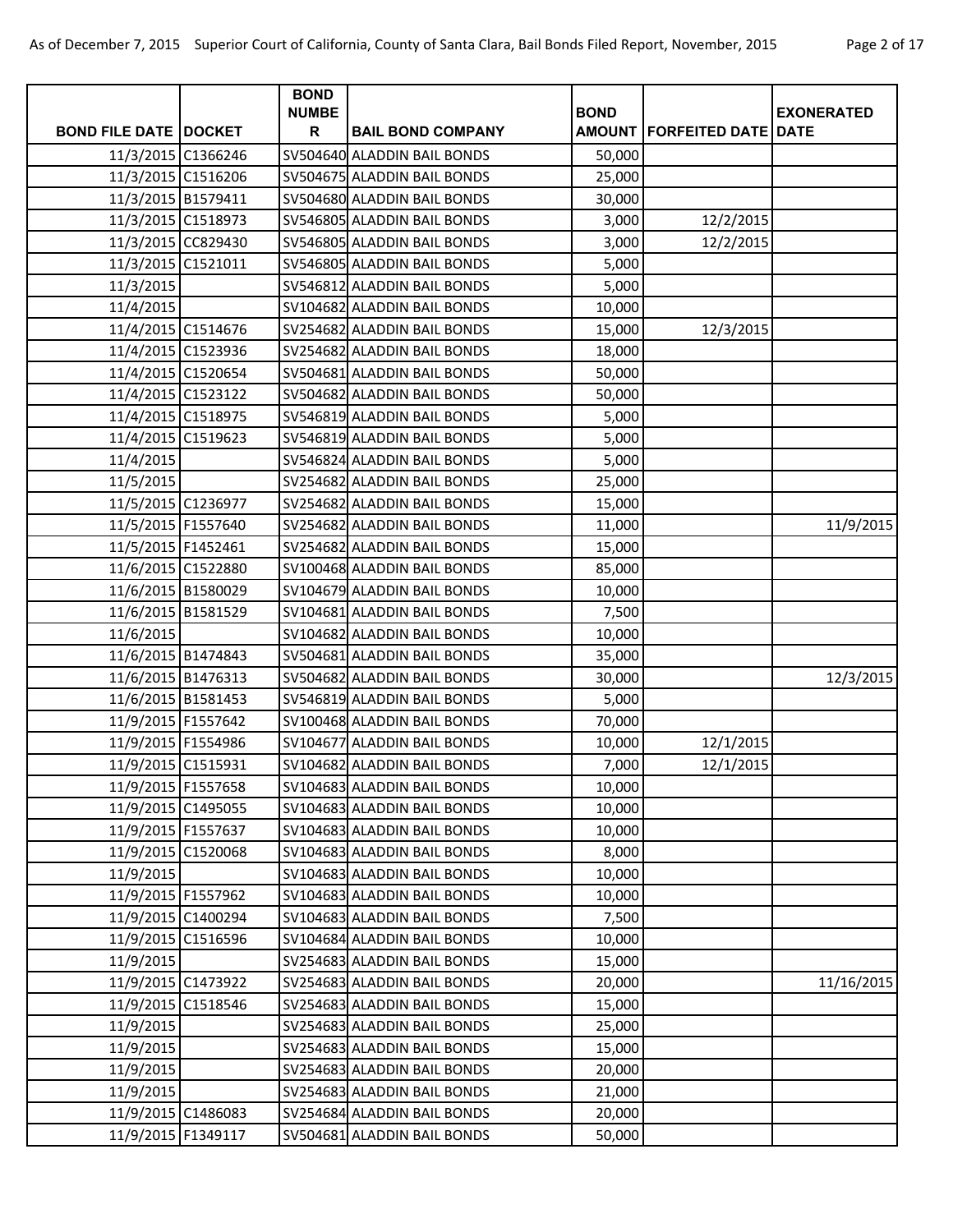| BOND FILE DATE | DOCKET | BOND NUMBER | BAIL BOND COMPANY | BOND AMOUNT | FORFEITED DATE | EXONERATED DATE |
|---|---|---|---|---|---|---|
| 11/3/2015 | C1366246 | SV504640 | ALADDIN BAIL BONDS | 50,000 | | |
| 11/3/2015 | C1516206 | SV504675 | ALADDIN BAIL BONDS | 25,000 | | |
| 11/3/2015 | B1579411 | SV504680 | ALADDIN BAIL BONDS | 30,000 | | |
| 11/3/2015 | C1518973 | SV546805 | ALADDIN BAIL BONDS | 3,000 | 12/2/2015 | |
| 11/3/2015 | CC829430 | SV546805 | ALADDIN BAIL BONDS | 3,000 | 12/2/2015 | |
| 11/3/2015 | C1521011 | SV546805 | ALADDIN BAIL BONDS | 5,000 | | |
| 11/3/2015 | | SV546812 | ALADDIN BAIL BONDS | 5,000 | | |
| 11/4/2015 | | SV104682 | ALADDIN BAIL BONDS | 10,000 | | |
| 11/4/2015 | C1514676 | SV254682 | ALADDIN BAIL BONDS | 15,000 | 12/3/2015 | |
| 11/4/2015 | C1523936 | SV254682 | ALADDIN BAIL BONDS | 18,000 | | |
| 11/4/2015 | C1520654 | SV504681 | ALADDIN BAIL BONDS | 50,000 | | |
| 11/4/2015 | C1523122 | SV504682 | ALADDIN BAIL BONDS | 50,000 | | |
| 11/4/2015 | C1518975 | SV546819 | ALADDIN BAIL BONDS | 5,000 | | |
| 11/4/2015 | C1519623 | SV546819 | ALADDIN BAIL BONDS | 5,000 | | |
| 11/4/2015 | | SV546824 | ALADDIN BAIL BONDS | 5,000 | | |
| 11/5/2015 | | SV254682 | ALADDIN BAIL BONDS | 25,000 | | |
| 11/5/2015 | C1236977 | SV254682 | ALADDIN BAIL BONDS | 15,000 | | |
| 11/5/2015 | F1557640 | SV254682 | ALADDIN BAIL BONDS | 11,000 | | 11/9/2015 |
| 11/5/2015 | F1452461 | SV254682 | ALADDIN BAIL BONDS | 15,000 | | |
| 11/6/2015 | C1522880 | SV100468 | ALADDIN BAIL BONDS | 85,000 | | |
| 11/6/2015 | B1580029 | SV104679 | ALADDIN BAIL BONDS | 10,000 | | |
| 11/6/2015 | B1581529 | SV104681 | ALADDIN BAIL BONDS | 7,500 | | |
| 11/6/2015 | | SV104682 | ALADDIN BAIL BONDS | 10,000 | | |
| 11/6/2015 | B1474843 | SV504681 | ALADDIN BAIL BONDS | 35,000 | | |
| 11/6/2015 | B1476313 | SV504682 | ALADDIN BAIL BONDS | 30,000 | | 12/3/2015 |
| 11/6/2015 | B1581453 | SV546819 | ALADDIN BAIL BONDS | 5,000 | | |
| 11/9/2015 | F1557642 | SV100468 | ALADDIN BAIL BONDS | 70,000 | | |
| 11/9/2015 | F1554986 | SV104677 | ALADDIN BAIL BONDS | 10,000 | 12/1/2015 | |
| 11/9/2015 | C1515931 | SV104682 | ALADDIN BAIL BONDS | 7,000 | 12/1/2015 | |
| 11/9/2015 | F1557658 | SV104683 | ALADDIN BAIL BONDS | 10,000 | | |
| 11/9/2015 | C1495055 | SV104683 | ALADDIN BAIL BONDS | 10,000 | | |
| 11/9/2015 | F1557637 | SV104683 | ALADDIN BAIL BONDS | 10,000 | | |
| 11/9/2015 | C1520068 | SV104683 | ALADDIN BAIL BONDS | 8,000 | | |
| 11/9/2015 | | SV104683 | ALADDIN BAIL BONDS | 10,000 | | |
| 11/9/2015 | F1557962 | SV104683 | ALADDIN BAIL BONDS | 10,000 | | |
| 11/9/2015 | C1400294 | SV104683 | ALADDIN BAIL BONDS | 7,500 | | |
| 11/9/2015 | C1516596 | SV104684 | ALADDIN BAIL BONDS | 10,000 | | |
| 11/9/2015 | | SV254683 | ALADDIN BAIL BONDS | 15,000 | | |
| 11/9/2015 | C1473922 | SV254683 | ALADDIN BAIL BONDS | 20,000 | | 11/16/2015 |
| 11/9/2015 | C1518546 | SV254683 | ALADDIN BAIL BONDS | 15,000 | | |
| 11/9/2015 | | SV254683 | ALADDIN BAIL BONDS | 25,000 | | |
| 11/9/2015 | | SV254683 | ALADDIN BAIL BONDS | 15,000 | | |
| 11/9/2015 | | SV254683 | ALADDIN BAIL BONDS | 20,000 | | |
| 11/9/2015 | | SV254683 | ALADDIN BAIL BONDS | 21,000 | | |
| 11/9/2015 | C1486083 | SV254684 | ALADDIN BAIL BONDS | 20,000 | | |
| 11/9/2015 | F1349117 | SV504681 | ALADDIN BAIL BONDS | 50,000 | | |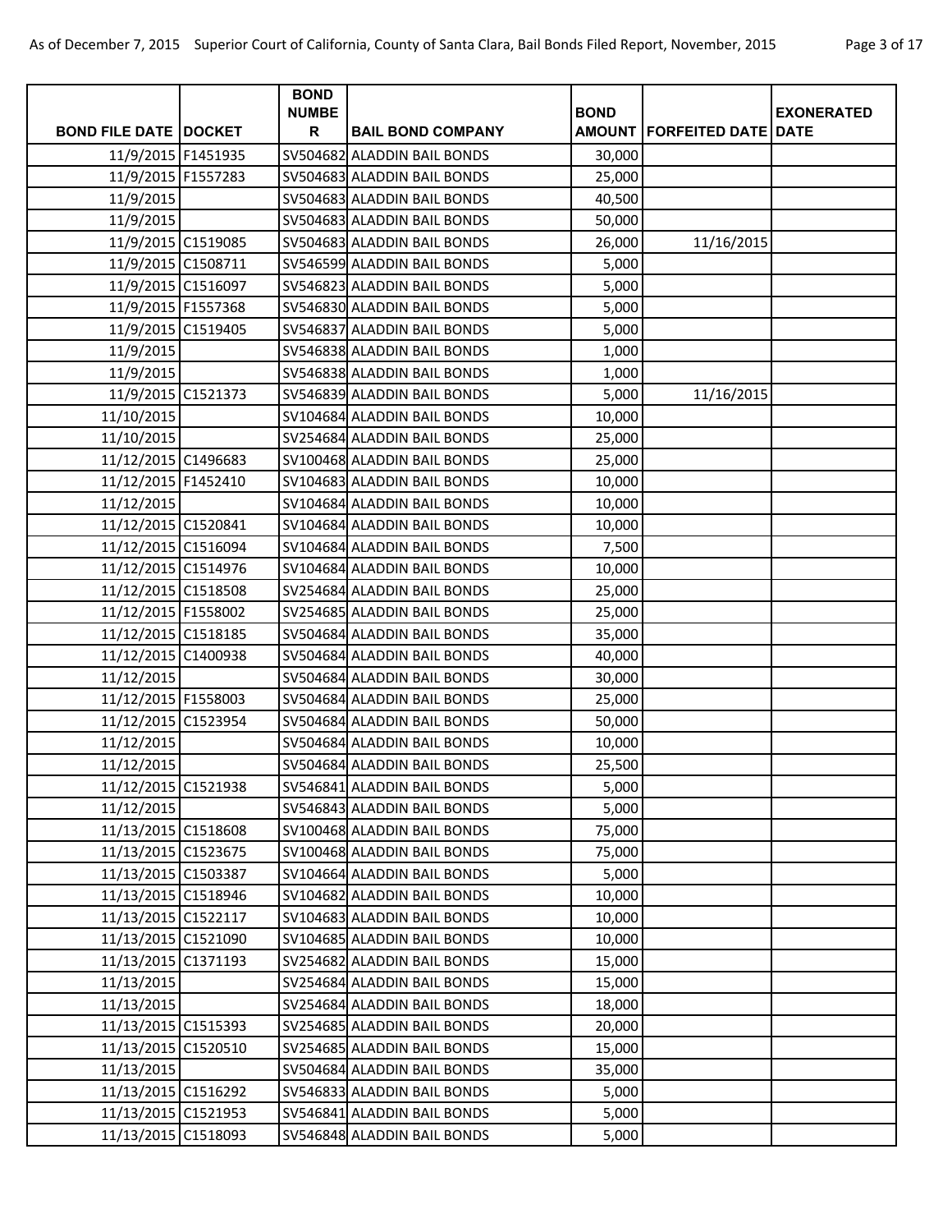| BOND FILE DATE | DOCKET | BOND NUMBER | BAIL BOND COMPANY | BOND AMOUNT | FORFEITED DATE | EXONERATED DATE |
|---|---|---|---|---|---|---|
| 11/9/2015 | F1451935 | SV504682 | ALADDIN BAIL BONDS | 30,000 | | |
| 11/9/2015 | F1557283 | SV504683 | ALADDIN BAIL BONDS | 25,000 | | |
| 11/9/2015 | | SV504683 | ALADDIN BAIL BONDS | 40,500 | | |
| 11/9/2015 | | SV504683 | ALADDIN BAIL BONDS | 50,000 | | |
| 11/9/2015 | C1519085 | SV504683 | ALADDIN BAIL BONDS | 26,000 | 11/16/2015 | |
| 11/9/2015 | C1508711 | SV546599 | ALADDIN BAIL BONDS | 5,000 | | |
| 11/9/2015 | C1516097 | SV546823 | ALADDIN BAIL BONDS | 5,000 | | |
| 11/9/2015 | F1557368 | SV546830 | ALADDIN BAIL BONDS | 5,000 | | |
| 11/9/2015 | C1519405 | SV546837 | ALADDIN BAIL BONDS | 5,000 | | |
| 11/9/2015 | | SV546838 | ALADDIN BAIL BONDS | 1,000 | | |
| 11/9/2015 | | SV546838 | ALADDIN BAIL BONDS | 1,000 | | |
| 11/9/2015 | C1521373 | SV546839 | ALADDIN BAIL BONDS | 5,000 | 11/16/2015 | |
| 11/10/2015 | | SV104684 | ALADDIN BAIL BONDS | 10,000 | | |
| 11/10/2015 | | SV254684 | ALADDIN BAIL BONDS | 25,000 | | |
| 11/12/2015 | C1496683 | SV100468 | ALADDIN BAIL BONDS | 25,000 | | |
| 11/12/2015 | F1452410 | SV104683 | ALADDIN BAIL BONDS | 10,000 | | |
| 11/12/2015 | | SV104684 | ALADDIN BAIL BONDS | 10,000 | | |
| 11/12/2015 | C1520841 | SV104684 | ALADDIN BAIL BONDS | 10,000 | | |
| 11/12/2015 | C1516094 | SV104684 | ALADDIN BAIL BONDS | 7,500 | | |
| 11/12/2015 | C1514976 | SV104684 | ALADDIN BAIL BONDS | 10,000 | | |
| 11/12/2015 | C1518508 | SV254684 | ALADDIN BAIL BONDS | 25,000 | | |
| 11/12/2015 | F1558002 | SV254685 | ALADDIN BAIL BONDS | 25,000 | | |
| 11/12/2015 | C1518185 | SV504684 | ALADDIN BAIL BONDS | 35,000 | | |
| 11/12/2015 | C1400938 | SV504684 | ALADDIN BAIL BONDS | 40,000 | | |
| 11/12/2015 | | SV504684 | ALADDIN BAIL BONDS | 30,000 | | |
| 11/12/2015 | F1558003 | SV504684 | ALADDIN BAIL BONDS | 25,000 | | |
| 11/12/2015 | C1523954 | SV504684 | ALADDIN BAIL BONDS | 50,000 | | |
| 11/12/2015 | | SV504684 | ALADDIN BAIL BONDS | 10,000 | | |
| 11/12/2015 | | SV504684 | ALADDIN BAIL BONDS | 25,500 | | |
| 11/12/2015 | C1521938 | SV546841 | ALADDIN BAIL BONDS | 5,000 | | |
| 11/12/2015 | | SV546843 | ALADDIN BAIL BONDS | 5,000 | | |
| 11/13/2015 | C1518608 | SV100468 | ALADDIN BAIL BONDS | 75,000 | | |
| 11/13/2015 | C1523675 | SV100468 | ALADDIN BAIL BONDS | 75,000 | | |
| 11/13/2015 | C1503387 | SV104664 | ALADDIN BAIL BONDS | 5,000 | | |
| 11/13/2015 | C1518946 | SV104682 | ALADDIN BAIL BONDS | 10,000 | | |
| 11/13/2015 | C1522117 | SV104683 | ALADDIN BAIL BONDS | 10,000 | | |
| 11/13/2015 | C1521090 | SV104685 | ALADDIN BAIL BONDS | 10,000 | | |
| 11/13/2015 | C1371193 | SV254682 | ALADDIN BAIL BONDS | 15,000 | | |
| 11/13/2015 | | SV254684 | ALADDIN BAIL BONDS | 15,000 | | |
| 11/13/2015 | | SV254684 | ALADDIN BAIL BONDS | 18,000 | | |
| 11/13/2015 | C1515393 | SV254685 | ALADDIN BAIL BONDS | 20,000 | | |
| 11/13/2015 | C1520510 | SV254685 | ALADDIN BAIL BONDS | 15,000 | | |
| 11/13/2015 | | SV504684 | ALADDIN BAIL BONDS | 35,000 | | |
| 11/13/2015 | C1516292 | SV546833 | ALADDIN BAIL BONDS | 5,000 | | |
| 11/13/2015 | C1521953 | SV546841 | ALADDIN BAIL BONDS | 5,000 | | |
| 11/13/2015 | C1518093 | SV546848 | ALADDIN BAIL BONDS | 5,000 | | |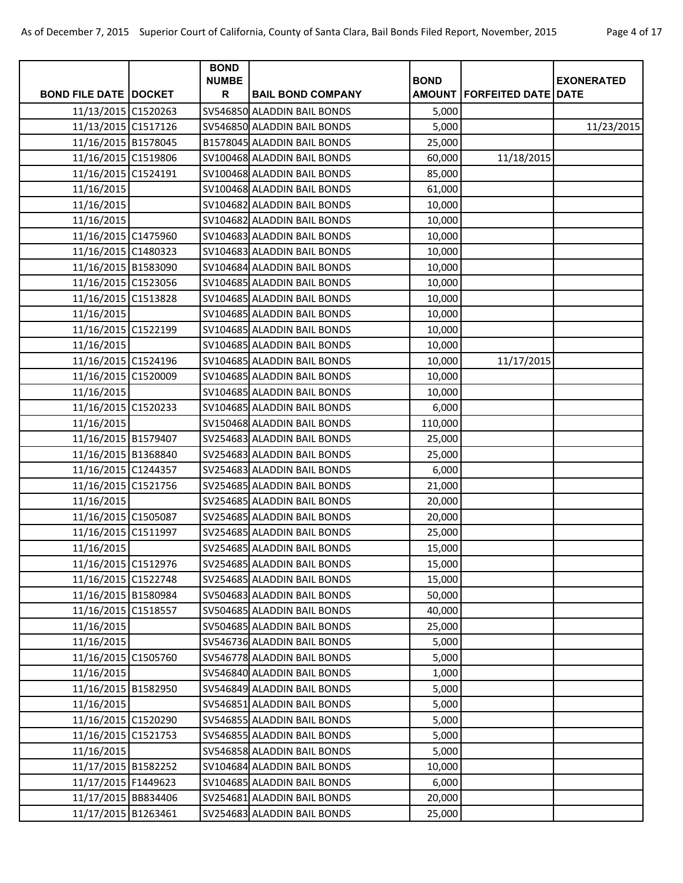| BOND FILE DATE | DOCKET | BOND NUMBER | BAIL BOND COMPANY | BOND AMOUNT | FORFEITED DATE | EXONERATED DATE |
|---|---|---|---|---|---|---|
| 11/13/2015 | C1520263 | SV546850 | ALADDIN BAIL BONDS | 5,000 | | |
| 11/13/2015 | C1517126 | SV546850 | ALADDIN BAIL BONDS | 5,000 | | 11/23/2015 |
| 11/16/2015 | B1578045 | B1578045 | ALADDIN BAIL BONDS | 25,000 | | |
| 11/16/2015 | C1519806 | SV100468 | ALADDIN BAIL BONDS | 60,000 | 11/18/2015 | |
| 11/16/2015 | C1524191 | SV100468 | ALADDIN BAIL BONDS | 85,000 | | |
| 11/16/2015 | | SV100468 | ALADDIN BAIL BONDS | 61,000 | | |
| 11/16/2015 | | SV104682 | ALADDIN BAIL BONDS | 10,000 | | |
| 11/16/2015 | | SV104682 | ALADDIN BAIL BONDS | 10,000 | | |
| 11/16/2015 | C1475960 | SV104683 | ALADDIN BAIL BONDS | 10,000 | | |
| 11/16/2015 | C1480323 | SV104683 | ALADDIN BAIL BONDS | 10,000 | | |
| 11/16/2015 | B1583090 | SV104684 | ALADDIN BAIL BONDS | 10,000 | | |
| 11/16/2015 | C1523056 | SV104685 | ALADDIN BAIL BONDS | 10,000 | | |
| 11/16/2015 | C1513828 | SV104685 | ALADDIN BAIL BONDS | 10,000 | | |
| 11/16/2015 | | SV104685 | ALADDIN BAIL BONDS | 10,000 | | |
| 11/16/2015 | C1522199 | SV104685 | ALADDIN BAIL BONDS | 10,000 | | |
| 11/16/2015 | | SV104685 | ALADDIN BAIL BONDS | 10,000 | | |
| 11/16/2015 | C1524196 | SV104685 | ALADDIN BAIL BONDS | 10,000 | 11/17/2015 | |
| 11/16/2015 | C1520009 | SV104685 | ALADDIN BAIL BONDS | 10,000 | | |
| 11/16/2015 | | SV104685 | ALADDIN BAIL BONDS | 10,000 | | |
| 11/16/2015 | C1520233 | SV104685 | ALADDIN BAIL BONDS | 6,000 | | |
| 11/16/2015 | | SV150468 | ALADDIN BAIL BONDS | 110,000 | | |
| 11/16/2015 | B1579407 | SV254683 | ALADDIN BAIL BONDS | 25,000 | | |
| 11/16/2015 | B1368840 | SV254683 | ALADDIN BAIL BONDS | 25,000 | | |
| 11/16/2015 | C1244357 | SV254683 | ALADDIN BAIL BONDS | 6,000 | | |
| 11/16/2015 | C1521756 | SV254685 | ALADDIN BAIL BONDS | 21,000 | | |
| 11/16/2015 | | SV254685 | ALADDIN BAIL BONDS | 20,000 | | |
| 11/16/2015 | C1505087 | SV254685 | ALADDIN BAIL BONDS | 20,000 | | |
| 11/16/2015 | C1511997 | SV254685 | ALADDIN BAIL BONDS | 25,000 | | |
| 11/16/2015 | | SV254685 | ALADDIN BAIL BONDS | 15,000 | | |
| 11/16/2015 | C1512976 | SV254685 | ALADDIN BAIL BONDS | 15,000 | | |
| 11/16/2015 | C1522748 | SV254685 | ALADDIN BAIL BONDS | 15,000 | | |
| 11/16/2015 | B1580984 | SV504683 | ALADDIN BAIL BONDS | 50,000 | | |
| 11/16/2015 | C1518557 | SV504685 | ALADDIN BAIL BONDS | 40,000 | | |
| 11/16/2015 | | SV504685 | ALADDIN BAIL BONDS | 25,000 | | |
| 11/16/2015 | | SV546736 | ALADDIN BAIL BONDS | 5,000 | | |
| 11/16/2015 | C1505760 | SV546778 | ALADDIN BAIL BONDS | 5,000 | | |
| 11/16/2015 | | SV546840 | ALADDIN BAIL BONDS | 1,000 | | |
| 11/16/2015 | B1582950 | SV546849 | ALADDIN BAIL BONDS | 5,000 | | |
| 11/16/2015 | | SV546851 | ALADDIN BAIL BONDS | 5,000 | | |
| 11/16/2015 | C1520290 | SV546855 | ALADDIN BAIL BONDS | 5,000 | | |
| 11/16/2015 | C1521753 | SV546855 | ALADDIN BAIL BONDS | 5,000 | | |
| 11/16/2015 | | SV546858 | ALADDIN BAIL BONDS | 5,000 | | |
| 11/17/2015 | B1582252 | SV104684 | ALADDIN BAIL BONDS | 10,000 | | |
| 11/17/2015 | F1449623 | SV104685 | ALADDIN BAIL BONDS | 6,000 | | |
| 11/17/2015 | BB834406 | SV254681 | ALADDIN BAIL BONDS | 20,000 | | |
| 11/17/2015 | B1263461 | SV254683 | ALADDIN BAIL BONDS | 25,000 | | |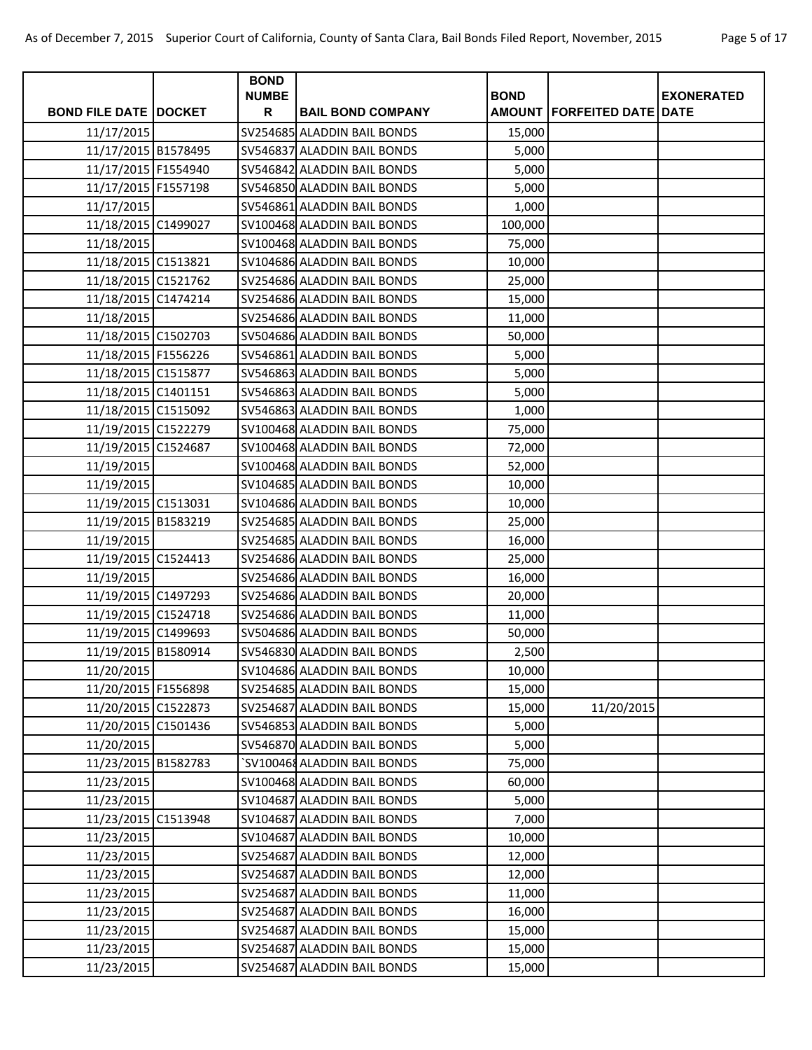| BOND FILE DATE | DOCKET | BOND NUMBER | BAIL BOND COMPANY | BOND AMOUNT | FORFEITED DATE | EXONERATED DATE |
|---|---|---|---|---|---|---|
| 11/17/2015 | | SV254685 | ALADDIN BAIL BONDS | 15,000 | | |
| 11/17/2015 | B1578495 | SV546837 | ALADDIN BAIL BONDS | 5,000 | | |
| 11/17/2015 | F1554940 | SV546842 | ALADDIN BAIL BONDS | 5,000 | | |
| 11/17/2015 | F1557198 | SV546850 | ALADDIN BAIL BONDS | 5,000 | | |
| 11/17/2015 | | SV546861 | ALADDIN BAIL BONDS | 1,000 | | |
| 11/18/2015 | C1499027 | SV100468 | ALADDIN BAIL BONDS | 100,000 | | |
| 11/18/2015 | | SV100468 | ALADDIN BAIL BONDS | 75,000 | | |
| 11/18/2015 | C1513821 | SV104686 | ALADDIN BAIL BONDS | 10,000 | | |
| 11/18/2015 | C1521762 | SV254686 | ALADDIN BAIL BONDS | 25,000 | | |
| 11/18/2015 | C1474214 | SV254686 | ALADDIN BAIL BONDS | 15,000 | | |
| 11/18/2015 | | SV254686 | ALADDIN BAIL BONDS | 11,000 | | |
| 11/18/2015 | C1502703 | SV504686 | ALADDIN BAIL BONDS | 50,000 | | |
| 11/18/2015 | F1556226 | SV546861 | ALADDIN BAIL BONDS | 5,000 | | |
| 11/18/2015 | C1515877 | SV546863 | ALADDIN BAIL BONDS | 5,000 | | |
| 11/18/2015 | C1401151 | SV546863 | ALADDIN BAIL BONDS | 5,000 | | |
| 11/18/2015 | C1515092 | SV546863 | ALADDIN BAIL BONDS | 1,000 | | |
| 11/19/2015 | C1522279 | SV100468 | ALADDIN BAIL BONDS | 75,000 | | |
| 11/19/2015 | C1524687 | SV100468 | ALADDIN BAIL BONDS | 72,000 | | |
| 11/19/2015 | | SV100468 | ALADDIN BAIL BONDS | 52,000 | | |
| 11/19/2015 | | SV104685 | ALADDIN BAIL BONDS | 10,000 | | |
| 11/19/2015 | C1513031 | SV104686 | ALADDIN BAIL BONDS | 10,000 | | |
| 11/19/2015 | B1583219 | SV254685 | ALADDIN BAIL BONDS | 25,000 | | |
| 11/19/2015 | | SV254685 | ALADDIN BAIL BONDS | 16,000 | | |
| 11/19/2015 | C1524413 | SV254686 | ALADDIN BAIL BONDS | 25,000 | | |
| 11/19/2015 | | SV254686 | ALADDIN BAIL BONDS | 16,000 | | |
| 11/19/2015 | C1497293 | SV254686 | ALADDIN BAIL BONDS | 20,000 | | |
| 11/19/2015 | C1524718 | SV254686 | ALADDIN BAIL BONDS | 11,000 | | |
| 11/19/2015 | C1499693 | SV504686 | ALADDIN BAIL BONDS | 50,000 | | |
| 11/19/2015 | B1580914 | SV546830 | ALADDIN BAIL BONDS | 2,500 | | |
| 11/20/2015 | | SV104686 | ALADDIN BAIL BONDS | 10,000 | | |
| 11/20/2015 | F1556898 | SV254685 | ALADDIN BAIL BONDS | 15,000 | | |
| 11/20/2015 | C1522873 | SV254687 | ALADDIN BAIL BONDS | 15,000 | 11/20/2015 | |
| 11/20/2015 | C1501436 | SV546853 | ALADDIN BAIL BONDS | 5,000 | | |
| 11/20/2015 | | SV546870 | ALADDIN BAIL BONDS | 5,000 | | |
| 11/23/2015 | B1582783 | `SV10046 | ALADDIN BAIL BONDS | 75,000 | | |
| 11/23/2015 | | SV100468 | ALADDIN BAIL BONDS | 60,000 | | |
| 11/23/2015 | | SV104687 | ALADDIN BAIL BONDS | 5,000 | | |
| 11/23/2015 | C1513948 | SV104687 | ALADDIN BAIL BONDS | 7,000 | | |
| 11/23/2015 | | SV104687 | ALADDIN BAIL BONDS | 10,000 | | |
| 11/23/2015 | | SV254687 | ALADDIN BAIL BONDS | 12,000 | | |
| 11/23/2015 | | SV254687 | ALADDIN BAIL BONDS | 12,000 | | |
| 11/23/2015 | | SV254687 | ALADDIN BAIL BONDS | 11,000 | | |
| 11/23/2015 | | SV254687 | ALADDIN BAIL BONDS | 16,000 | | |
| 11/23/2015 | | SV254687 | ALADDIN BAIL BONDS | 15,000 | | |
| 11/23/2015 | | SV254687 | ALADDIN BAIL BONDS | 15,000 | | |
| 11/23/2015 | | SV254687 | ALADDIN BAIL BONDS | 15,000 | | |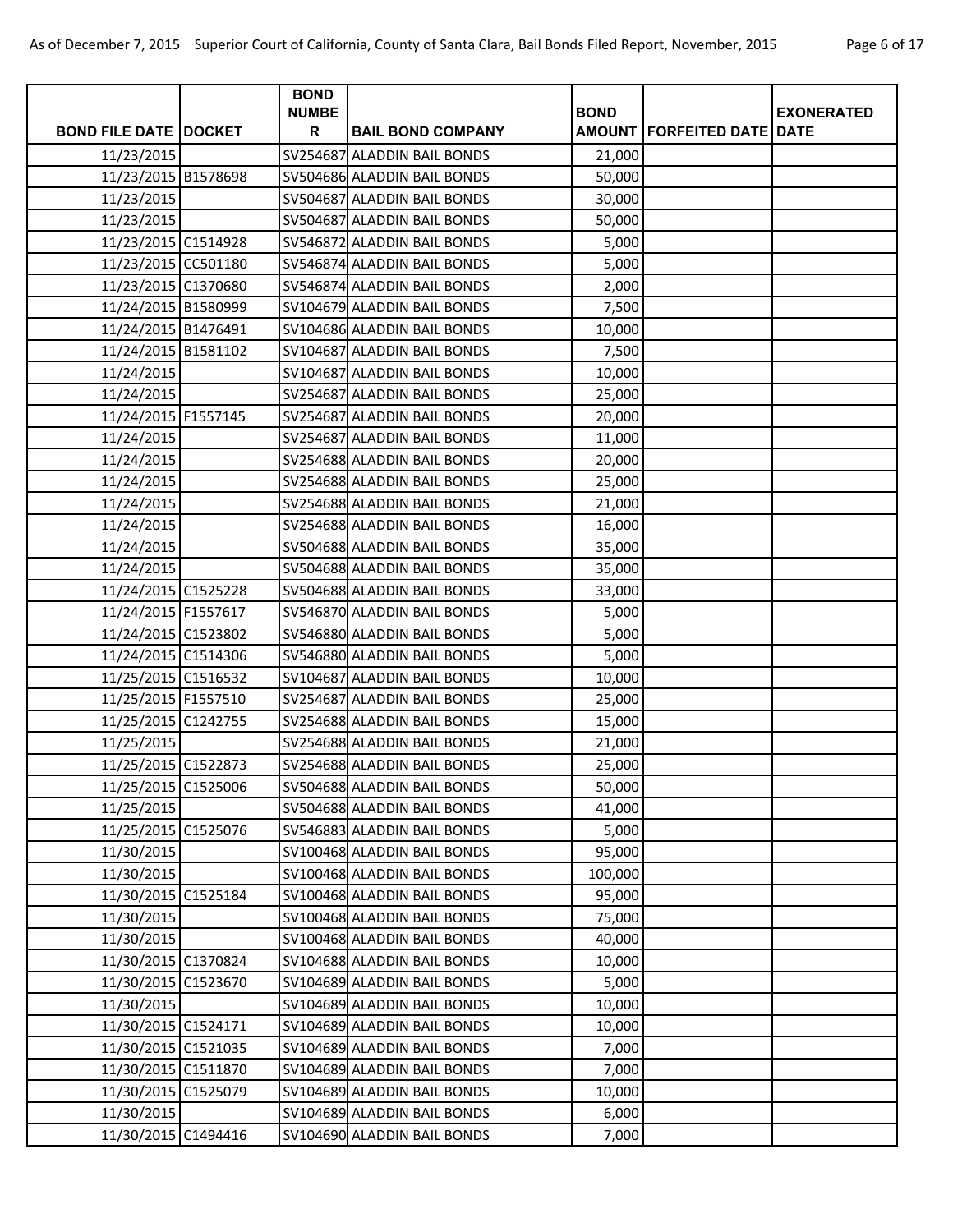| BOND FILE DATE | DOCKET | BOND NUMBER | BAIL BOND COMPANY | BOND AMOUNT | FORFEITED DATE | EXONERATED DATE |
|---|---|---|---|---|---|---|
| 11/23/2015 | | SV254687 | ALADDIN BAIL BONDS | 21,000 | | |
| 11/23/2015 | B1578698 | SV504686 | ALADDIN BAIL BONDS | 50,000 | | |
| 11/23/2015 | | SV504687 | ALADDIN BAIL BONDS | 30,000 | | |
| 11/23/2015 | | SV504687 | ALADDIN BAIL BONDS | 50,000 | | |
| 11/23/2015 | C1514928 | SV546872 | ALADDIN BAIL BONDS | 5,000 | | |
| 11/23/2015 | CC501180 | SV546874 | ALADDIN BAIL BONDS | 5,000 | | |
| 11/23/2015 | C1370680 | SV546874 | ALADDIN BAIL BONDS | 2,000 | | |
| 11/24/2015 | B1580999 | SV104679 | ALADDIN BAIL BONDS | 7,500 | | |
| 11/24/2015 | B1476491 | SV104686 | ALADDIN BAIL BONDS | 10,000 | | |
| 11/24/2015 | B1581102 | SV104687 | ALADDIN BAIL BONDS | 7,500 | | |
| 11/24/2015 | | SV104687 | ALADDIN BAIL BONDS | 10,000 | | |
| 11/24/2015 | | SV254687 | ALADDIN BAIL BONDS | 25,000 | | |
| 11/24/2015 | F1557145 | SV254687 | ALADDIN BAIL BONDS | 20,000 | | |
| 11/24/2015 | | SV254687 | ALADDIN BAIL BONDS | 11,000 | | |
| 11/24/2015 | | SV254688 | ALADDIN BAIL BONDS | 20,000 | | |
| 11/24/2015 | | SV254688 | ALADDIN BAIL BONDS | 25,000 | | |
| 11/24/2015 | | SV254688 | ALADDIN BAIL BONDS | 21,000 | | |
| 11/24/2015 | | SV254688 | ALADDIN BAIL BONDS | 16,000 | | |
| 11/24/2015 | | SV504688 | ALADDIN BAIL BONDS | 35,000 | | |
| 11/24/2015 | | SV504688 | ALADDIN BAIL BONDS | 35,000 | | |
| 11/24/2015 | C1525228 | SV504688 | ALADDIN BAIL BONDS | 33,000 | | |
| 11/24/2015 | F1557617 | SV546870 | ALADDIN BAIL BONDS | 5,000 | | |
| 11/24/2015 | C1523802 | SV546880 | ALADDIN BAIL BONDS | 5,000 | | |
| 11/24/2015 | C1514306 | SV546880 | ALADDIN BAIL BONDS | 5,000 | | |
| 11/25/2015 | C1516532 | SV104687 | ALADDIN BAIL BONDS | 10,000 | | |
| 11/25/2015 | F1557510 | SV254687 | ALADDIN BAIL BONDS | 25,000 | | |
| 11/25/2015 | C1242755 | SV254688 | ALADDIN BAIL BONDS | 15,000 | | |
| 11/25/2015 | | SV254688 | ALADDIN BAIL BONDS | 21,000 | | |
| 11/25/2015 | C1522873 | SV254688 | ALADDIN BAIL BONDS | 25,000 | | |
| 11/25/2015 | C1525006 | SV504688 | ALADDIN BAIL BONDS | 50,000 | | |
| 11/25/2015 | | SV504688 | ALADDIN BAIL BONDS | 41,000 | | |
| 11/25/2015 | C1525076 | SV546883 | ALADDIN BAIL BONDS | 5,000 | | |
| 11/30/2015 | | SV100468 | ALADDIN BAIL BONDS | 95,000 | | |
| 11/30/2015 | | SV100468 | ALADDIN BAIL BONDS | 100,000 | | |
| 11/30/2015 | C1525184 | SV100468 | ALADDIN BAIL BONDS | 95,000 | | |
| 11/30/2015 | | SV100468 | ALADDIN BAIL BONDS | 75,000 | | |
| 11/30/2015 | | SV100468 | ALADDIN BAIL BONDS | 40,000 | | |
| 11/30/2015 | C1370824 | SV104688 | ALADDIN BAIL BONDS | 10,000 | | |
| 11/30/2015 | C1523670 | SV104689 | ALADDIN BAIL BONDS | 5,000 | | |
| 11/30/2015 | | SV104689 | ALADDIN BAIL BONDS | 10,000 | | |
| 11/30/2015 | C1524171 | SV104689 | ALADDIN BAIL BONDS | 10,000 | | |
| 11/30/2015 | C1521035 | SV104689 | ALADDIN BAIL BONDS | 7,000 | | |
| 11/30/2015 | C1511870 | SV104689 | ALADDIN BAIL BONDS | 7,000 | | |
| 11/30/2015 | C1525079 | SV104689 | ALADDIN BAIL BONDS | 10,000 | | |
| 11/30/2015 | | SV104689 | ALADDIN BAIL BONDS | 6,000 | | |
| 11/30/2015 | C1494416 | SV104690 | ALADDIN BAIL BONDS | 7,000 | | |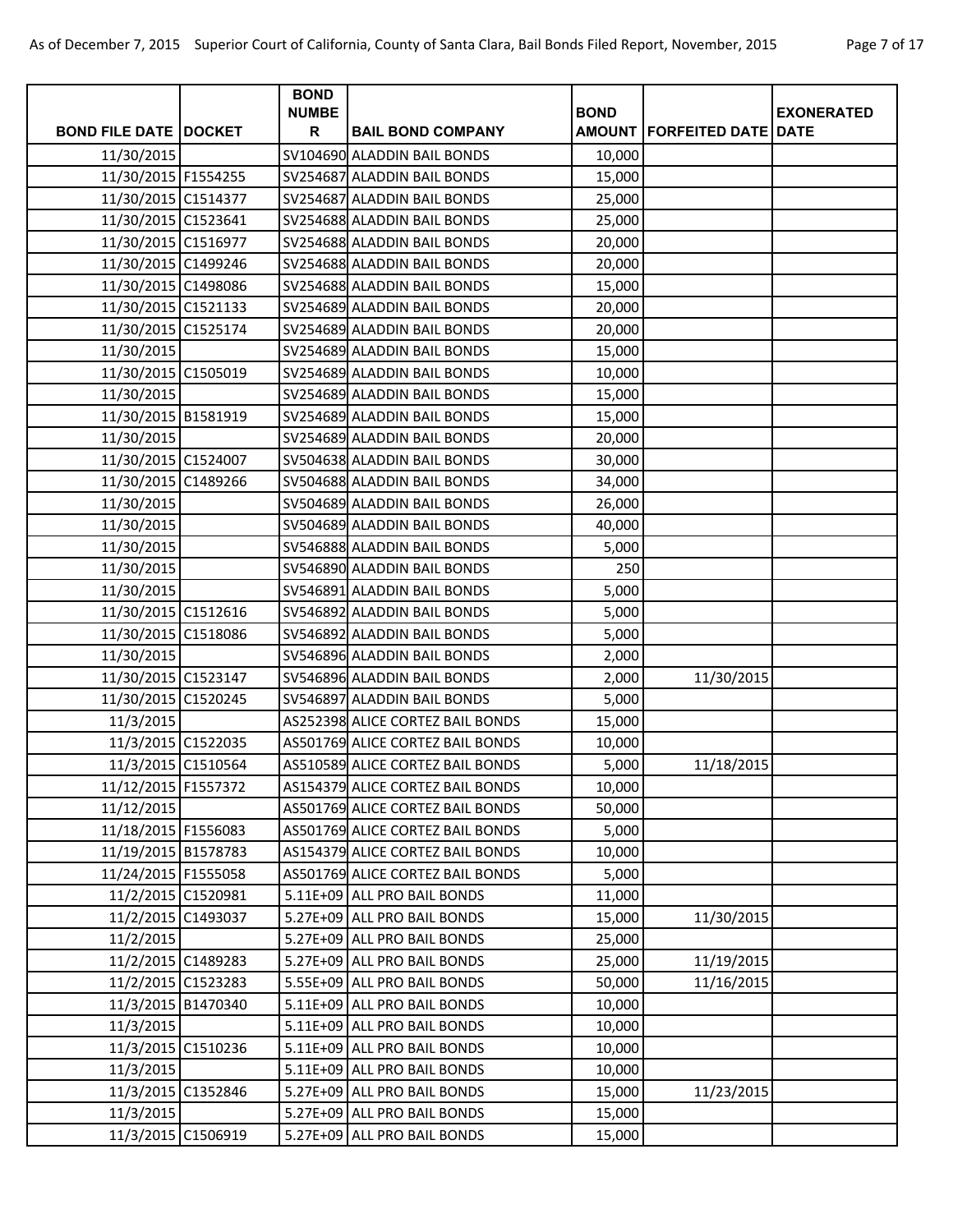| BOND FILE DATE | DOCKET | BOND NUMBER | BAIL BOND COMPANY | BOND AMOUNT | FORFEITED DATE | EXONERATED DATE |
|---|---|---|---|---|---|---|
| 11/30/2015 | | SV104690 | ALADDIN BAIL BONDS | 10,000 | | |
| 11/30/2015 | F1554255 | SV254687 | ALADDIN BAIL BONDS | 15,000 | | |
| 11/30/2015 | C1514377 | SV254687 | ALADDIN BAIL BONDS | 25,000 | | |
| 11/30/2015 | C1523641 | SV254688 | ALADDIN BAIL BONDS | 25,000 | | |
| 11/30/2015 | C1516977 | SV254688 | ALADDIN BAIL BONDS | 20,000 | | |
| 11/30/2015 | C1499246 | SV254688 | ALADDIN BAIL BONDS | 20,000 | | |
| 11/30/2015 | C1498086 | SV254688 | ALADDIN BAIL BONDS | 15,000 | | |
| 11/30/2015 | C1521133 | SV254689 | ALADDIN BAIL BONDS | 20,000 | | |
| 11/30/2015 | C1525174 | SV254689 | ALADDIN BAIL BONDS | 20,000 | | |
| 11/30/2015 | | SV254689 | ALADDIN BAIL BONDS | 15,000 | | |
| 11/30/2015 | C1505019 | SV254689 | ALADDIN BAIL BONDS | 10,000 | | |
| 11/30/2015 | | SV254689 | ALADDIN BAIL BONDS | 15,000 | | |
| 11/30/2015 | B1581919 | SV254689 | ALADDIN BAIL BONDS | 15,000 | | |
| 11/30/2015 | | SV254689 | ALADDIN BAIL BONDS | 20,000 | | |
| 11/30/2015 | C1524007 | SV504638 | ALADDIN BAIL BONDS | 30,000 | | |
| 11/30/2015 | C1489266 | SV504688 | ALADDIN BAIL BONDS | 34,000 | | |
| 11/30/2015 | | SV504689 | ALADDIN BAIL BONDS | 26,000 | | |
| 11/30/2015 | | SV504689 | ALADDIN BAIL BONDS | 40,000 | | |
| 11/30/2015 | | SV546888 | ALADDIN BAIL BONDS | 5,000 | | |
| 11/30/2015 | | SV546890 | ALADDIN BAIL BONDS | 250 | | |
| 11/30/2015 | | SV546891 | ALADDIN BAIL BONDS | 5,000 | | |
| 11/30/2015 | C1512616 | SV546892 | ALADDIN BAIL BONDS | 5,000 | | |
| 11/30/2015 | C1518086 | SV546892 | ALADDIN BAIL BONDS | 5,000 | | |
| 11/30/2015 | | SV546896 | ALADDIN BAIL BONDS | 2,000 | | |
| 11/30/2015 | C1523147 | SV546896 | ALADDIN BAIL BONDS | 2,000 | 11/30/2015 | |
| 11/30/2015 | C1520245 | SV546897 | ALADDIN BAIL BONDS | 5,000 | | |
| 11/3/2015 | | AS252398 | ALICE CORTEZ BAIL BONDS | 15,000 | | |
| 11/3/2015 | C1522035 | AS501769 | ALICE CORTEZ BAIL BONDS | 10,000 | | |
| 11/3/2015 | C1510564 | AS510589 | ALICE CORTEZ BAIL BONDS | 5,000 | 11/18/2015 | |
| 11/12/2015 | F1557372 | AS154379 | ALICE CORTEZ BAIL BONDS | 10,000 | | |
| 11/12/2015 | | AS501769 | ALICE CORTEZ BAIL BONDS | 50,000 | | |
| 11/18/2015 | F1556083 | AS501769 | ALICE CORTEZ BAIL BONDS | 5,000 | | |
| 11/19/2015 | B1578783 | AS154379 | ALICE CORTEZ BAIL BONDS | 10,000 | | |
| 11/24/2015 | F1555058 | AS501769 | ALICE CORTEZ BAIL BONDS | 5,000 | | |
| 11/2/2015 | C1520981 | 5.11E+09 | ALL PRO BAIL BONDS | 11,000 | | |
| 11/2/2015 | C1493037 | 5.27E+09 | ALL PRO BAIL BONDS | 15,000 | 11/30/2015 | |
| 11/2/2015 | | 5.27E+09 | ALL PRO BAIL BONDS | 25,000 | | |
| 11/2/2015 | C1489283 | 5.27E+09 | ALL PRO BAIL BONDS | 25,000 | 11/19/2015 | |
| 11/2/2015 | C1523283 | 5.55E+09 | ALL PRO BAIL BONDS | 50,000 | 11/16/2015 | |
| 11/3/2015 | B1470340 | 5.11E+09 | ALL PRO BAIL BONDS | 10,000 | | |
| 11/3/2015 | | 5.11E+09 | ALL PRO BAIL BONDS | 10,000 | | |
| 11/3/2015 | C1510236 | 5.11E+09 | ALL PRO BAIL BONDS | 10,000 | | |
| 11/3/2015 | | 5.11E+09 | ALL PRO BAIL BONDS | 10,000 | | |
| 11/3/2015 | C1352846 | 5.27E+09 | ALL PRO BAIL BONDS | 15,000 | 11/23/2015 | |
| 11/3/2015 | | 5.27E+09 | ALL PRO BAIL BONDS | 15,000 | | |
| 11/3/2015 | C1506919 | 5.27E+09 | ALL PRO BAIL BONDS | 15,000 | | |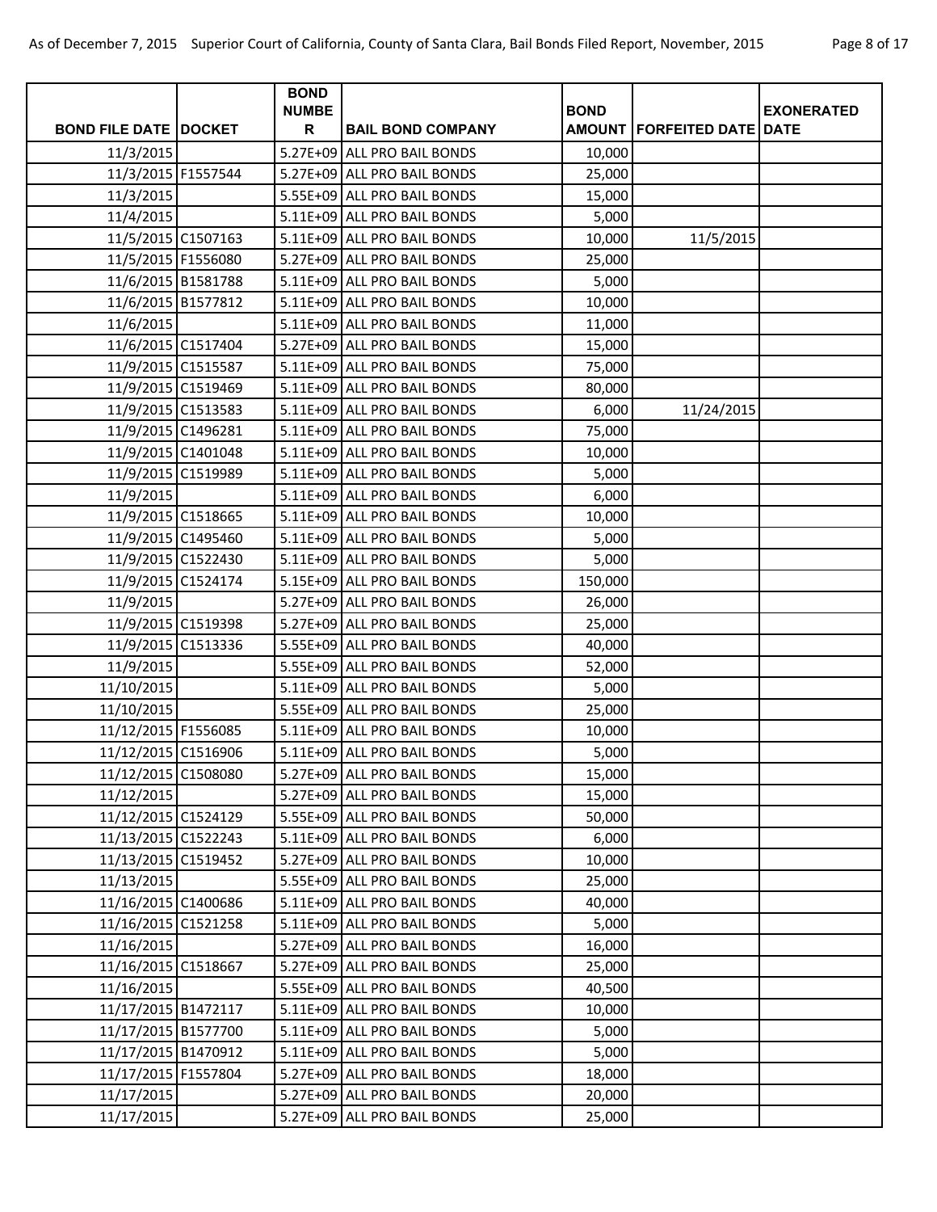| BOND FILE DATE | DOCKET | BOND NUMBER | BAIL BOND COMPANY | BOND AMOUNT | FORFEITED DATE | EXONERATED DATE |
|---|---|---|---|---|---|---|
| 11/3/2015 | | 5.27E+09 | ALL PRO BAIL BONDS | 10,000 | | |
| 11/3/2015 | F1557544 | 5.27E+09 | ALL PRO BAIL BONDS | 25,000 | | |
| 11/3/2015 | | 5.55E+09 | ALL PRO BAIL BONDS | 15,000 | | |
| 11/4/2015 | | 5.11E+09 | ALL PRO BAIL BONDS | 5,000 | | |
| 11/5/2015 | C1507163 | 5.11E+09 | ALL PRO BAIL BONDS | 10,000 | 11/5/2015 | |
| 11/5/2015 | F1556080 | 5.27E+09 | ALL PRO BAIL BONDS | 25,000 | | |
| 11/6/2015 | B1581788 | 5.11E+09 | ALL PRO BAIL BONDS | 5,000 | | |
| 11/6/2015 | B1577812 | 5.11E+09 | ALL PRO BAIL BONDS | 10,000 | | |
| 11/6/2015 | | 5.11E+09 | ALL PRO BAIL BONDS | 11,000 | | |
| 11/6/2015 | C1517404 | 5.27E+09 | ALL PRO BAIL BONDS | 15,000 | | |
| 11/9/2015 | C1515587 | 5.11E+09 | ALL PRO BAIL BONDS | 75,000 | | |
| 11/9/2015 | C1519469 | 5.11E+09 | ALL PRO BAIL BONDS | 80,000 | | |
| 11/9/2015 | C1513583 | 5.11E+09 | ALL PRO BAIL BONDS | 6,000 | 11/24/2015 | |
| 11/9/2015 | C1496281 | 5.11E+09 | ALL PRO BAIL BONDS | 75,000 | | |
| 11/9/2015 | C1401048 | 5.11E+09 | ALL PRO BAIL BONDS | 10,000 | | |
| 11/9/2015 | C1519989 | 5.11E+09 | ALL PRO BAIL BONDS | 5,000 | | |
| 11/9/2015 | | 5.11E+09 | ALL PRO BAIL BONDS | 6,000 | | |
| 11/9/2015 | C1518665 | 5.11E+09 | ALL PRO BAIL BONDS | 10,000 | | |
| 11/9/2015 | C1495460 | 5.11E+09 | ALL PRO BAIL BONDS | 5,000 | | |
| 11/9/2015 | C1522430 | 5.11E+09 | ALL PRO BAIL BONDS | 5,000 | | |
| 11/9/2015 | C1524174 | 5.15E+09 | ALL PRO BAIL BONDS | 150,000 | | |
| 11/9/2015 | | 5.27E+09 | ALL PRO BAIL BONDS | 26,000 | | |
| 11/9/2015 | C1519398 | 5.27E+09 | ALL PRO BAIL BONDS | 25,000 | | |
| 11/9/2015 | C1513336 | 5.55E+09 | ALL PRO BAIL BONDS | 40,000 | | |
| 11/9/2015 | | 5.55E+09 | ALL PRO BAIL BONDS | 52,000 | | |
| 11/10/2015 | | 5.11E+09 | ALL PRO BAIL BONDS | 5,000 | | |
| 11/10/2015 | | 5.55E+09 | ALL PRO BAIL BONDS | 25,000 | | |
| 11/12/2015 | F1556085 | 5.11E+09 | ALL PRO BAIL BONDS | 10,000 | | |
| 11/12/2015 | C1516906 | 5.11E+09 | ALL PRO BAIL BONDS | 5,000 | | |
| 11/12/2015 | C1508080 | 5.27E+09 | ALL PRO BAIL BONDS | 15,000 | | |
| 11/12/2015 | | 5.27E+09 | ALL PRO BAIL BONDS | 15,000 | | |
| 11/12/2015 | C1524129 | 5.55E+09 | ALL PRO BAIL BONDS | 50,000 | | |
| 11/13/2015 | C1522243 | 5.11E+09 | ALL PRO BAIL BONDS | 6,000 | | |
| 11/13/2015 | C1519452 | 5.27E+09 | ALL PRO BAIL BONDS | 10,000 | | |
| 11/13/2015 | | 5.55E+09 | ALL PRO BAIL BONDS | 25,000 | | |
| 11/16/2015 | C1400686 | 5.11E+09 | ALL PRO BAIL BONDS | 40,000 | | |
| 11/16/2015 | C1521258 | 5.11E+09 | ALL PRO BAIL BONDS | 5,000 | | |
| 11/16/2015 | | 5.27E+09 | ALL PRO BAIL BONDS | 16,000 | | |
| 11/16/2015 | C1518667 | 5.27E+09 | ALL PRO BAIL BONDS | 25,000 | | |
| 11/16/2015 | | 5.55E+09 | ALL PRO BAIL BONDS | 40,500 | | |
| 11/17/2015 | B1472117 | 5.11E+09 | ALL PRO BAIL BONDS | 10,000 | | |
| 11/17/2015 | B1577700 | 5.11E+09 | ALL PRO BAIL BONDS | 5,000 | | |
| 11/17/2015 | B1470912 | 5.11E+09 | ALL PRO BAIL BONDS | 5,000 | | |
| 11/17/2015 | F1557804 | 5.27E+09 | ALL PRO BAIL BONDS | 18,000 | | |
| 11/17/2015 | | 5.27E+09 | ALL PRO BAIL BONDS | 20,000 | | |
| 11/17/2015 | | 5.27E+09 | ALL PRO BAIL BONDS | 25,000 | | |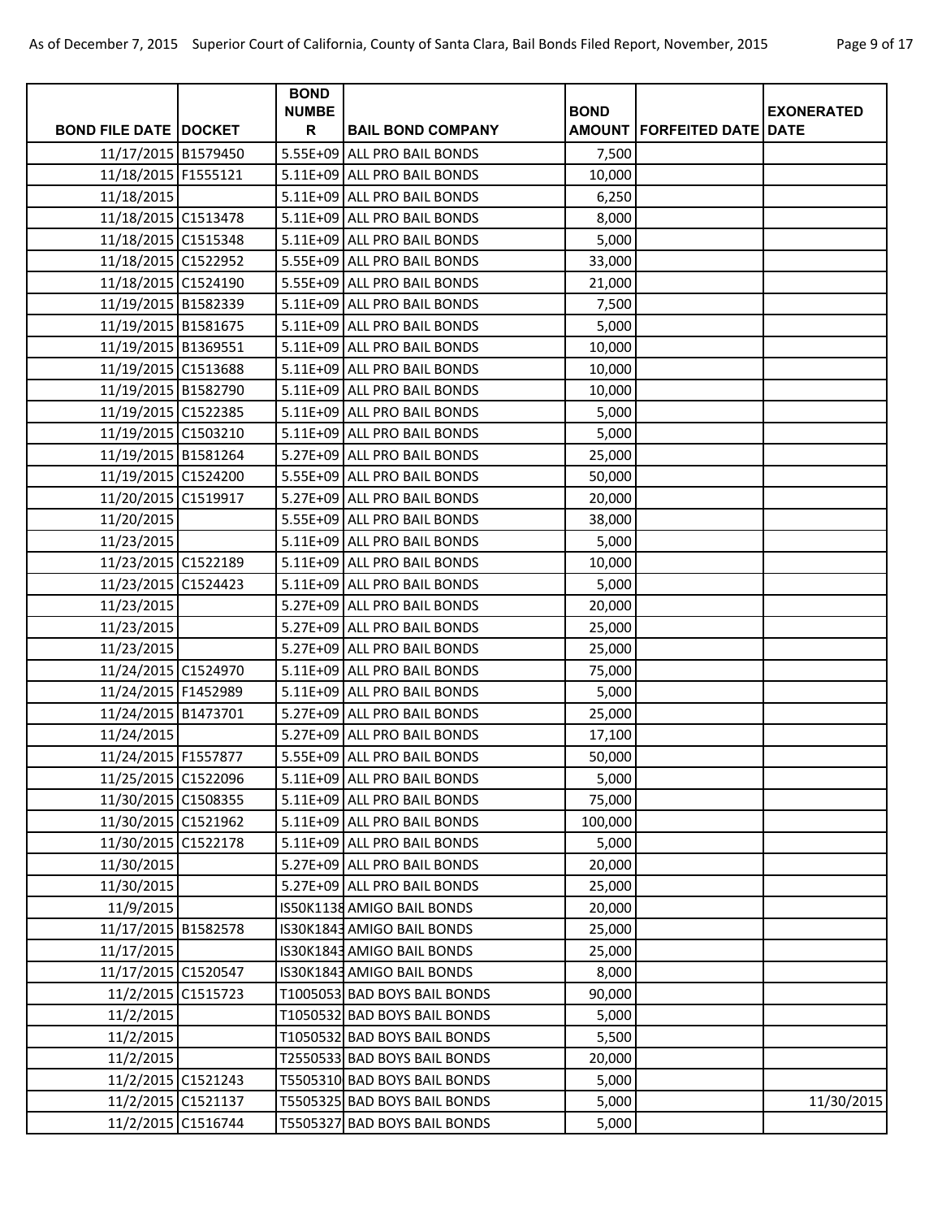| BOND FILE DATE | DOCKET | BOND NUMBER | BAIL BOND COMPANY | BOND AMOUNT | FORFEITED DATE | EXONERATED DATE |
|---|---|---|---|---|---|---|
| 11/17/2015 | B1579450 | 5.55E+09 | ALL PRO BAIL BONDS | 7,500 | | |
| 11/18/2015 | F1555121 | 5.11E+09 | ALL PRO BAIL BONDS | 10,000 | | |
| 11/18/2015 | | 5.11E+09 | ALL PRO BAIL BONDS | 6,250 | | |
| 11/18/2015 | C1513478 | 5.11E+09 | ALL PRO BAIL BONDS | 8,000 | | |
| 11/18/2015 | C1515348 | 5.11E+09 | ALL PRO BAIL BONDS | 5,000 | | |
| 11/18/2015 | C1522952 | 5.55E+09 | ALL PRO BAIL BONDS | 33,000 | | |
| 11/18/2015 | C1524190 | 5.55E+09 | ALL PRO BAIL BONDS | 21,000 | | |
| 11/19/2015 | B1582339 | 5.11E+09 | ALL PRO BAIL BONDS | 7,500 | | |
| 11/19/2015 | B1581675 | 5.11E+09 | ALL PRO BAIL BONDS | 5,000 | | |
| 11/19/2015 | B1369551 | 5.11E+09 | ALL PRO BAIL BONDS | 10,000 | | |
| 11/19/2015 | C1513688 | 5.11E+09 | ALL PRO BAIL BONDS | 10,000 | | |
| 11/19/2015 | B1582790 | 5.11E+09 | ALL PRO BAIL BONDS | 10,000 | | |
| 11/19/2015 | C1522385 | 5.11E+09 | ALL PRO BAIL BONDS | 5,000 | | |
| 11/19/2015 | C1503210 | 5.11E+09 | ALL PRO BAIL BONDS | 5,000 | | |
| 11/19/2015 | B1581264 | 5.27E+09 | ALL PRO BAIL BONDS | 25,000 | | |
| 11/19/2015 | C1524200 | 5.55E+09 | ALL PRO BAIL BONDS | 50,000 | | |
| 11/20/2015 | C1519917 | 5.27E+09 | ALL PRO BAIL BONDS | 20,000 | | |
| 11/20/2015 | | 5.55E+09 | ALL PRO BAIL BONDS | 38,000 | | |
| 11/23/2015 | | 5.11E+09 | ALL PRO BAIL BONDS | 5,000 | | |
| 11/23/2015 | C1522189 | 5.11E+09 | ALL PRO BAIL BONDS | 10,000 | | |
| 11/23/2015 | C1524423 | 5.11E+09 | ALL PRO BAIL BONDS | 5,000 | | |
| 11/23/2015 | | 5.27E+09 | ALL PRO BAIL BONDS | 20,000 | | |
| 11/23/2015 | | 5.27E+09 | ALL PRO BAIL BONDS | 25,000 | | |
| 11/23/2015 | | 5.27E+09 | ALL PRO BAIL BONDS | 25,000 | | |
| 11/24/2015 | C1524970 | 5.11E+09 | ALL PRO BAIL BONDS | 75,000 | | |
| 11/24/2015 | F1452989 | 5.11E+09 | ALL PRO BAIL BONDS | 5,000 | | |
| 11/24/2015 | B1473701 | 5.27E+09 | ALL PRO BAIL BONDS | 25,000 | | |
| 11/24/2015 | | 5.27E+09 | ALL PRO BAIL BONDS | 17,100 | | |
| 11/24/2015 | F1557877 | 5.55E+09 | ALL PRO BAIL BONDS | 50,000 | | |
| 11/25/2015 | C1522096 | 5.11E+09 | ALL PRO BAIL BONDS | 5,000 | | |
| 11/30/2015 | C1508355 | 5.11E+09 | ALL PRO BAIL BONDS | 75,000 | | |
| 11/30/2015 | C1521962 | 5.11E+09 | ALL PRO BAIL BONDS | 100,000 | | |
| 11/30/2015 | C1522178 | 5.11E+09 | ALL PRO BAIL BONDS | 5,000 | | |
| 11/30/2015 | | 5.27E+09 | ALL PRO BAIL BONDS | 20,000 | | |
| 11/30/2015 | | 5.27E+09 | ALL PRO BAIL BONDS | 25,000 | | |
| 11/9/2015 | | IS50K1138 | AMIGO BAIL BONDS | 20,000 | | |
| 11/17/2015 | B1582578 | IS30K1843 | AMIGO BAIL BONDS | 25,000 | | |
| 11/17/2015 | | IS30K1843 | AMIGO BAIL BONDS | 25,000 | | |
| 11/17/2015 | C1520547 | IS30K1843 | AMIGO BAIL BONDS | 8,000 | | |
| 11/2/2015 | C1515723 | T1005053 | BAD BOYS BAIL BONDS | 90,000 | | |
| 11/2/2015 | | T1050532 | BAD BOYS BAIL BONDS | 5,000 | | |
| 11/2/2015 | | T1050532 | BAD BOYS BAIL BONDS | 5,500 | | |
| 11/2/2015 | | T2550533 | BAD BOYS BAIL BONDS | 20,000 | | |
| 11/2/2015 | C1521243 | T5505310 | BAD BOYS BAIL BONDS | 5,000 | | |
| 11/2/2015 | C1521137 | T5505325 | BAD BOYS BAIL BONDS | 5,000 | | 11/30/2015 |
| 11/2/2015 | C1516744 | T5505327 | BAD BOYS BAIL BONDS | 5,000 | | |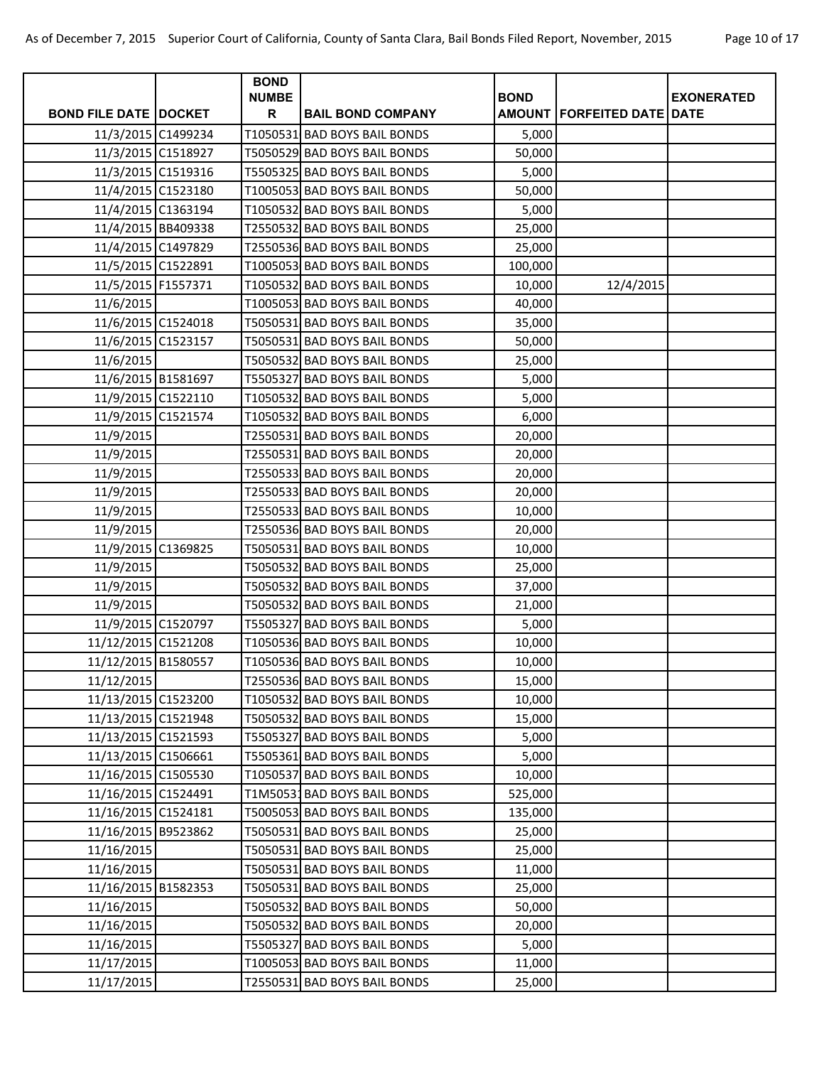| BOND FILE DATE | DOCKET | BOND NUMBER | BAIL BOND COMPANY | BOND AMOUNT | FORFEITED DATE | EXONERATED DATE |
|---|---|---|---|---|---|---|
| 11/3/2015 | C1499234 | T1050531 | BAD BOYS BAIL BONDS | 5,000 | | |
| 11/3/2015 | C1518927 | T5050529 | BAD BOYS BAIL BONDS | 50,000 | | |
| 11/3/2015 | C1519316 | T5505325 | BAD BOYS BAIL BONDS | 5,000 | | |
| 11/4/2015 | C1523180 | T1005053 | BAD BOYS BAIL BONDS | 50,000 | | |
| 11/4/2015 | C1363194 | T1050532 | BAD BOYS BAIL BONDS | 5,000 | | |
| 11/4/2015 | BB409338 | T2550532 | BAD BOYS BAIL BONDS | 25,000 | | |
| 11/4/2015 | C1497829 | T2550536 | BAD BOYS BAIL BONDS | 25,000 | | |
| 11/5/2015 | C1522891 | T1005053 | BAD BOYS BAIL BONDS | 100,000 | | |
| 11/5/2015 | F1557371 | T1050532 | BAD BOYS BAIL BONDS | 10,000 | 12/4/2015 | |
| 11/6/2015 | | T1005053 | BAD BOYS BAIL BONDS | 40,000 | | |
| 11/6/2015 | C1524018 | T5050531 | BAD BOYS BAIL BONDS | 35,000 | | |
| 11/6/2015 | C1523157 | T5050531 | BAD BOYS BAIL BONDS | 50,000 | | |
| 11/6/2015 | | T5050532 | BAD BOYS BAIL BONDS | 25,000 | | |
| 11/6/2015 | B1581697 | T5505327 | BAD BOYS BAIL BONDS | 5,000 | | |
| 11/9/2015 | C1522110 | T1050532 | BAD BOYS BAIL BONDS | 5,000 | | |
| 11/9/2015 | C1521574 | T1050532 | BAD BOYS BAIL BONDS | 6,000 | | |
| 11/9/2015 | | T2550531 | BAD BOYS BAIL BONDS | 20,000 | | |
| 11/9/2015 | | T2550531 | BAD BOYS BAIL BONDS | 20,000 | | |
| 11/9/2015 | | T2550533 | BAD BOYS BAIL BONDS | 20,000 | | |
| 11/9/2015 | | T2550533 | BAD BOYS BAIL BONDS | 20,000 | | |
| 11/9/2015 | | T2550533 | BAD BOYS BAIL BONDS | 10,000 | | |
| 11/9/2015 | | T2550536 | BAD BOYS BAIL BONDS | 20,000 | | |
| 11/9/2015 | C1369825 | T5050531 | BAD BOYS BAIL BONDS | 10,000 | | |
| 11/9/2015 | | T5050532 | BAD BOYS BAIL BONDS | 25,000 | | |
| 11/9/2015 | | T5050532 | BAD BOYS BAIL BONDS | 37,000 | | |
| 11/9/2015 | | T5050532 | BAD BOYS BAIL BONDS | 21,000 | | |
| 11/9/2015 | C1520797 | T5505327 | BAD BOYS BAIL BONDS | 5,000 | | |
| 11/12/2015 | C1521208 | T1050536 | BAD BOYS BAIL BONDS | 10,000 | | |
| 11/12/2015 | B1580557 | T1050536 | BAD BOYS BAIL BONDS | 10,000 | | |
| 11/12/2015 | | T2550536 | BAD BOYS BAIL BONDS | 15,000 | | |
| 11/13/2015 | C1523200 | T1050532 | BAD BOYS BAIL BONDS | 10,000 | | |
| 11/13/2015 | C1521948 | T5050532 | BAD BOYS BAIL BONDS | 15,000 | | |
| 11/13/2015 | C1521593 | T5505327 | BAD BOYS BAIL BONDS | 5,000 | | |
| 11/13/2015 | C1506661 | T5505361 | BAD BOYS BAIL BONDS | 5,000 | | |
| 11/16/2015 | C1505530 | T1050537 | BAD BOYS BAIL BONDS | 10,000 | | |
| 11/16/2015 | C1524491 | T1M50531 | BAD BOYS BAIL BONDS | 525,000 | | |
| 11/16/2015 | C1524181 | T5005053 | BAD BOYS BAIL BONDS | 135,000 | | |
| 11/16/2015 | B9523862 | T5050531 | BAD BOYS BAIL BONDS | 25,000 | | |
| 11/16/2015 | | T5050531 | BAD BOYS BAIL BONDS | 25,000 | | |
| 11/16/2015 | | T5050531 | BAD BOYS BAIL BONDS | 11,000 | | |
| 11/16/2015 | B1582353 | T5050531 | BAD BOYS BAIL BONDS | 25,000 | | |
| 11/16/2015 | | T5050532 | BAD BOYS BAIL BONDS | 50,000 | | |
| 11/16/2015 | | T5050532 | BAD BOYS BAIL BONDS | 20,000 | | |
| 11/16/2015 | | T5505327 | BAD BOYS BAIL BONDS | 5,000 | | |
| 11/17/2015 | | T1005053 | BAD BOYS BAIL BONDS | 11,000 | | |
| 11/17/2015 | | T2550531 | BAD BOYS BAIL BONDS | 25,000 | | |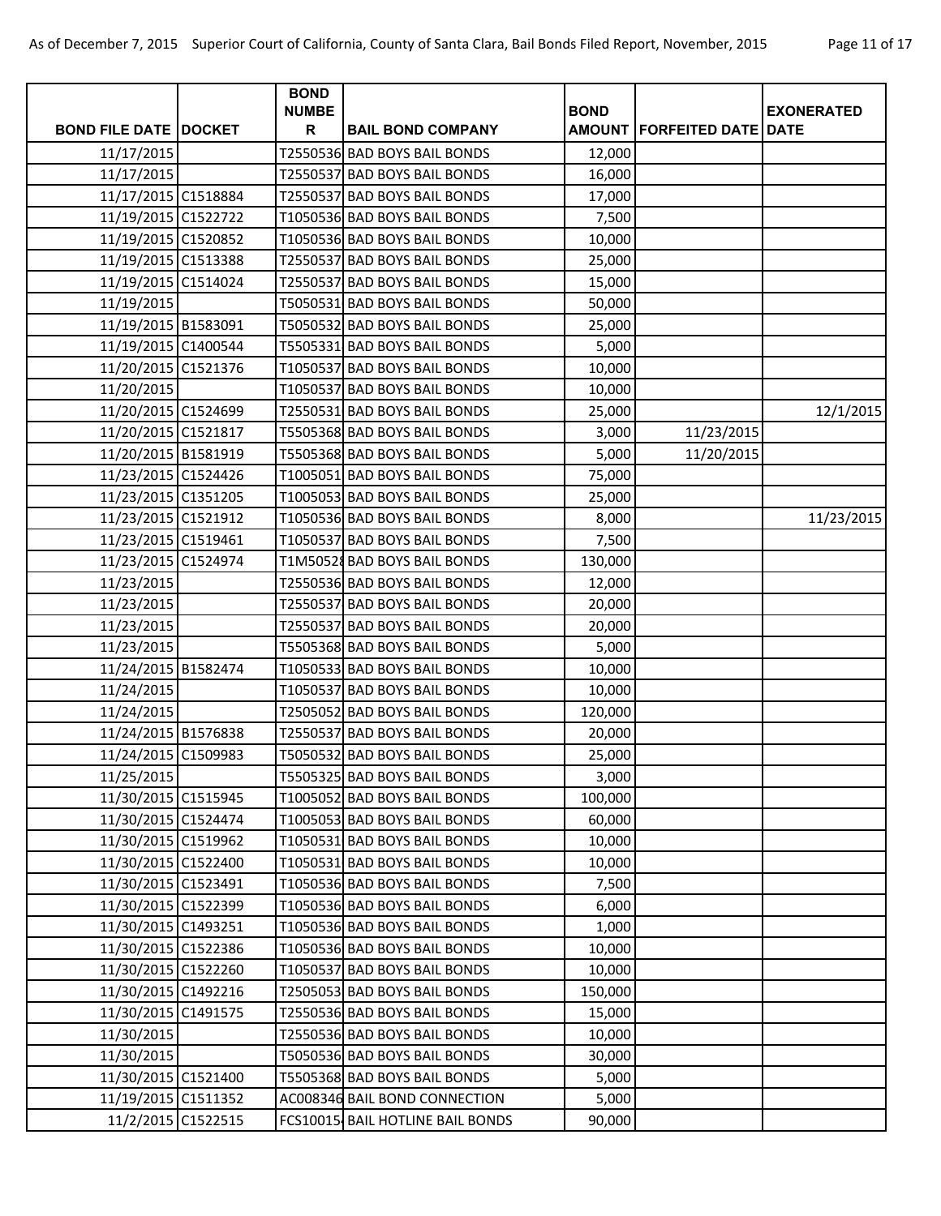| BOND FILE DATE | DOCKET | BOND NUMBER | BAIL BOND COMPANY | BOND AMOUNT | FORFEITED DATE | EXONERATED DATE |
|---|---|---|---|---|---|---|
| 11/17/2015 | | T2550536 | BAD BOYS BAIL BONDS | 12,000 | | |
| 11/17/2015 | | T2550537 | BAD BOYS BAIL BONDS | 16,000 | | |
| 11/17/2015 | C1518884 | T2550537 | BAD BOYS BAIL BONDS | 17,000 | | |
| 11/19/2015 | C1522722 | T1050536 | BAD BOYS BAIL BONDS | 7,500 | | |
| 11/19/2015 | C1520852 | T1050536 | BAD BOYS BAIL BONDS | 10,000 | | |
| 11/19/2015 | C1513388 | T2550537 | BAD BOYS BAIL BONDS | 25,000 | | |
| 11/19/2015 | C1514024 | T2550537 | BAD BOYS BAIL BONDS | 15,000 | | |
| 11/19/2015 | | T5050531 | BAD BOYS BAIL BONDS | 50,000 | | |
| 11/19/2015 | B1583091 | T5050532 | BAD BOYS BAIL BONDS | 25,000 | | |
| 11/19/2015 | C1400544 | T5505331 | BAD BOYS BAIL BONDS | 5,000 | | |
| 11/20/2015 | C1521376 | T1050537 | BAD BOYS BAIL BONDS | 10,000 | | |
| 11/20/2015 | | T1050537 | BAD BOYS BAIL BONDS | 10,000 | | |
| 11/20/2015 | C1524699 | T2550531 | BAD BOYS BAIL BONDS | 25,000 | | 12/1/2015 |
| 11/20/2015 | C1521817 | T5505368 | BAD BOYS BAIL BONDS | 3,000 | 11/23/2015 | |
| 11/20/2015 | B1581919 | T5505368 | BAD BOYS BAIL BONDS | 5,000 | 11/20/2015 | |
| 11/23/2015 | C1524426 | T1005051 | BAD BOYS BAIL BONDS | 75,000 | | |
| 11/23/2015 | C1351205 | T1005053 | BAD BOYS BAIL BONDS | 25,000 | | |
| 11/23/2015 | C1521912 | T1050536 | BAD BOYS BAIL BONDS | 8,000 | | 11/23/2015 |
| 11/23/2015 | C1519461 | T1050537 | BAD BOYS BAIL BONDS | 7,500 | | |
| 11/23/2015 | C1524974 | T1M5052 | BAD BOYS BAIL BONDS | 130,000 | | |
| 11/23/2015 | | T2550536 | BAD BOYS BAIL BONDS | 12,000 | | |
| 11/23/2015 | | T2550537 | BAD BOYS BAIL BONDS | 20,000 | | |
| 11/23/2015 | | T2550537 | BAD BOYS BAIL BONDS | 20,000 | | |
| 11/23/2015 | | T5505368 | BAD BOYS BAIL BONDS | 5,000 | | |
| 11/24/2015 | B1582474 | T1050533 | BAD BOYS BAIL BONDS | 10,000 | | |
| 11/24/2015 | | T1050537 | BAD BOYS BAIL BONDS | 10,000 | | |
| 11/24/2015 | | T2505052 | BAD BOYS BAIL BONDS | 120,000 | | |
| 11/24/2015 | B1576838 | T2550537 | BAD BOYS BAIL BONDS | 20,000 | | |
| 11/24/2015 | C1509983 | T5050532 | BAD BOYS BAIL BONDS | 25,000 | | |
| 11/25/2015 | | T5505325 | BAD BOYS BAIL BONDS | 3,000 | | |
| 11/30/2015 | C1515945 | T1005052 | BAD BOYS BAIL BONDS | 100,000 | | |
| 11/30/2015 | C1524474 | T1005053 | BAD BOYS BAIL BONDS | 60,000 | | |
| 11/30/2015 | C1519962 | T1050531 | BAD BOYS BAIL BONDS | 10,000 | | |
| 11/30/2015 | C1522400 | T1050531 | BAD BOYS BAIL BONDS | 10,000 | | |
| 11/30/2015 | C1523491 | T1050536 | BAD BOYS BAIL BONDS | 7,500 | | |
| 11/30/2015 | C1522399 | T1050536 | BAD BOYS BAIL BONDS | 6,000 | | |
| 11/30/2015 | C1493251 | T1050536 | BAD BOYS BAIL BONDS | 1,000 | | |
| 11/30/2015 | C1522386 | T1050536 | BAD BOYS BAIL BONDS | 10,000 | | |
| 11/30/2015 | C1522260 | T1050537 | BAD BOYS BAIL BONDS | 10,000 | | |
| 11/30/2015 | C1492216 | T2505053 | BAD BOYS BAIL BONDS | 150,000 | | |
| 11/30/2015 | C1491575 | T2550536 | BAD BOYS BAIL BONDS | 15,000 | | |
| 11/30/2015 | | T2550536 | BAD BOYS BAIL BONDS | 10,000 | | |
| 11/30/2015 | | T5050536 | BAD BOYS BAIL BONDS | 30,000 | | |
| 11/30/2015 | C1521400 | T5505368 | BAD BOYS BAIL BONDS | 5,000 | | |
| 11/19/2015 | C1511352 | AC008346 | BAIL BOND CONNECTION | 5,000 | | |
| 11/2/2015 | C1522515 | FCS10015 | BAIL HOTLINE BAIL BONDS | 90,000 | | |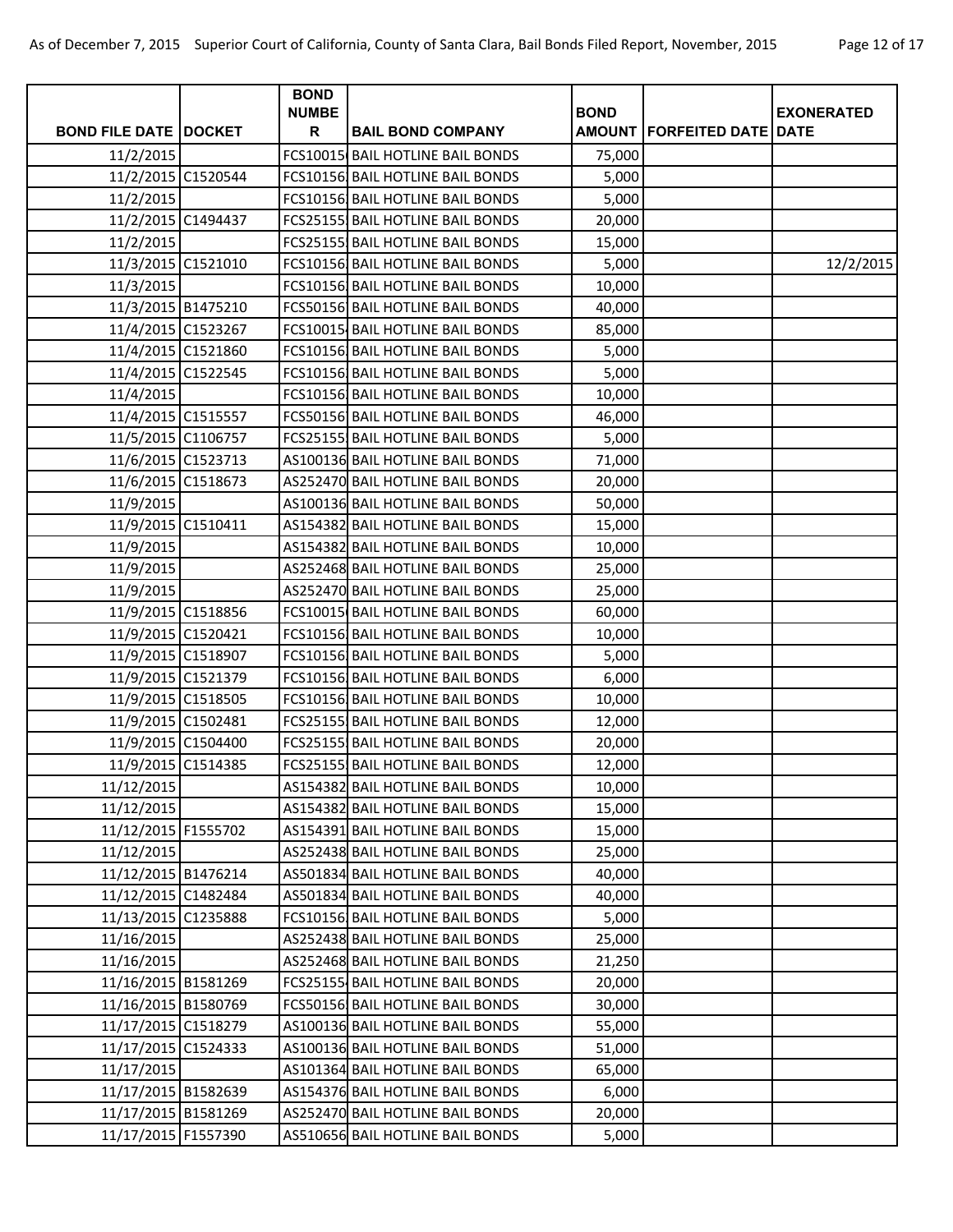| BOND FILE DATE | DOCKET | BOND NUMBER | BAIL BOND COMPANY | BOND AMOUNT | FORFEITED DATE | EXONERATED DATE |
|---|---|---|---|---|---|---|
| 11/2/2015 | | FCS10015 | BAIL HOTLINE BAIL BONDS | 75,000 | | |
| 11/2/2015 | C1520544 | FCS10156 | BAIL HOTLINE BAIL BONDS | 5,000 | | |
| 11/2/2015 | | FCS10156 | BAIL HOTLINE BAIL BONDS | 5,000 | | |
| 11/2/2015 | C1494437 | FCS25155 | BAIL HOTLINE BAIL BONDS | 20,000 | | |
| 11/2/2015 | | FCS25155 | BAIL HOTLINE BAIL BONDS | 15,000 | | |
| 11/3/2015 | C1521010 | FCS10156 | BAIL HOTLINE BAIL BONDS | 5,000 | | 12/2/2015 |
| 11/3/2015 | | FCS10156 | BAIL HOTLINE BAIL BONDS | 10,000 | | |
| 11/3/2015 | B1475210 | FCS50156 | BAIL HOTLINE BAIL BONDS | 40,000 | | |
| 11/4/2015 | C1523267 | FCS10015 | BAIL HOTLINE BAIL BONDS | 85,000 | | |
| 11/4/2015 | C1521860 | FCS10156 | BAIL HOTLINE BAIL BONDS | 5,000 | | |
| 11/4/2015 | C1522545 | FCS10156 | BAIL HOTLINE BAIL BONDS | 5,000 | | |
| 11/4/2015 | | FCS10156 | BAIL HOTLINE BAIL BONDS | 10,000 | | |
| 11/4/2015 | C1515557 | FCS50156 | BAIL HOTLINE BAIL BONDS | 46,000 | | |
| 11/5/2015 | C1106757 | FCS25155 | BAIL HOTLINE BAIL BONDS | 5,000 | | |
| 11/6/2015 | C1523713 | AS100136 | BAIL HOTLINE BAIL BONDS | 71,000 | | |
| 11/6/2015 | C1518673 | AS252470 | BAIL HOTLINE BAIL BONDS | 20,000 | | |
| 11/9/2015 | | AS100136 | BAIL HOTLINE BAIL BONDS | 50,000 | | |
| 11/9/2015 | C1510411 | AS154382 | BAIL HOTLINE BAIL BONDS | 15,000 | | |
| 11/9/2015 | | AS154382 | BAIL HOTLINE BAIL BONDS | 10,000 | | |
| 11/9/2015 | | AS252468 | BAIL HOTLINE BAIL BONDS | 25,000 | | |
| 11/9/2015 | | AS252470 | BAIL HOTLINE BAIL BONDS | 25,000 | | |
| 11/9/2015 | C1518856 | FCS10015 | BAIL HOTLINE BAIL BONDS | 60,000 | | |
| 11/9/2015 | C1520421 | FCS10156 | BAIL HOTLINE BAIL BONDS | 10,000 | | |
| 11/9/2015 | C1518907 | FCS10156 | BAIL HOTLINE BAIL BONDS | 5,000 | | |
| 11/9/2015 | C1521379 | FCS10156 | BAIL HOTLINE BAIL BONDS | 6,000 | | |
| 11/9/2015 | C1518505 | FCS10156 | BAIL HOTLINE BAIL BONDS | 10,000 | | |
| 11/9/2015 | C1502481 | FCS25155 | BAIL HOTLINE BAIL BONDS | 12,000 | | |
| 11/9/2015 | C1504400 | FCS25155 | BAIL HOTLINE BAIL BONDS | 20,000 | | |
| 11/9/2015 | C1514385 | FCS25155 | BAIL HOTLINE BAIL BONDS | 12,000 | | |
| 11/12/2015 | | AS154382 | BAIL HOTLINE BAIL BONDS | 10,000 | | |
| 11/12/2015 | | AS154382 | BAIL HOTLINE BAIL BONDS | 15,000 | | |
| 11/12/2015 | F1555702 | AS154391 | BAIL HOTLINE BAIL BONDS | 15,000 | | |
| 11/12/2015 | | AS252438 | BAIL HOTLINE BAIL BONDS | 25,000 | | |
| 11/12/2015 | B1476214 | AS501834 | BAIL HOTLINE BAIL BONDS | 40,000 | | |
| 11/12/2015 | C1482484 | AS501834 | BAIL HOTLINE BAIL BONDS | 40,000 | | |
| 11/13/2015 | C1235888 | FCS10156 | BAIL HOTLINE BAIL BONDS | 5,000 | | |
| 11/16/2015 | | AS252438 | BAIL HOTLINE BAIL BONDS | 25,000 | | |
| 11/16/2015 | | AS252468 | BAIL HOTLINE BAIL BONDS | 21,250 | | |
| 11/16/2015 | B1581269 | FCS25155 | BAIL HOTLINE BAIL BONDS | 20,000 | | |
| 11/16/2015 | B1580769 | FCS50156 | BAIL HOTLINE BAIL BONDS | 30,000 | | |
| 11/17/2015 | C1518279 | AS100136 | BAIL HOTLINE BAIL BONDS | 55,000 | | |
| 11/17/2015 | C1524333 | AS100136 | BAIL HOTLINE BAIL BONDS | 51,000 | | |
| 11/17/2015 | | AS101364 | BAIL HOTLINE BAIL BONDS | 65,000 | | |
| 11/17/2015 | B1582639 | AS154376 | BAIL HOTLINE BAIL BONDS | 6,000 | | |
| 11/17/2015 | B1581269 | AS252470 | BAIL HOTLINE BAIL BONDS | 20,000 | | |
| 11/17/2015 | F1557390 | AS510656 | BAIL HOTLINE BAIL BONDS | 5,000 | | |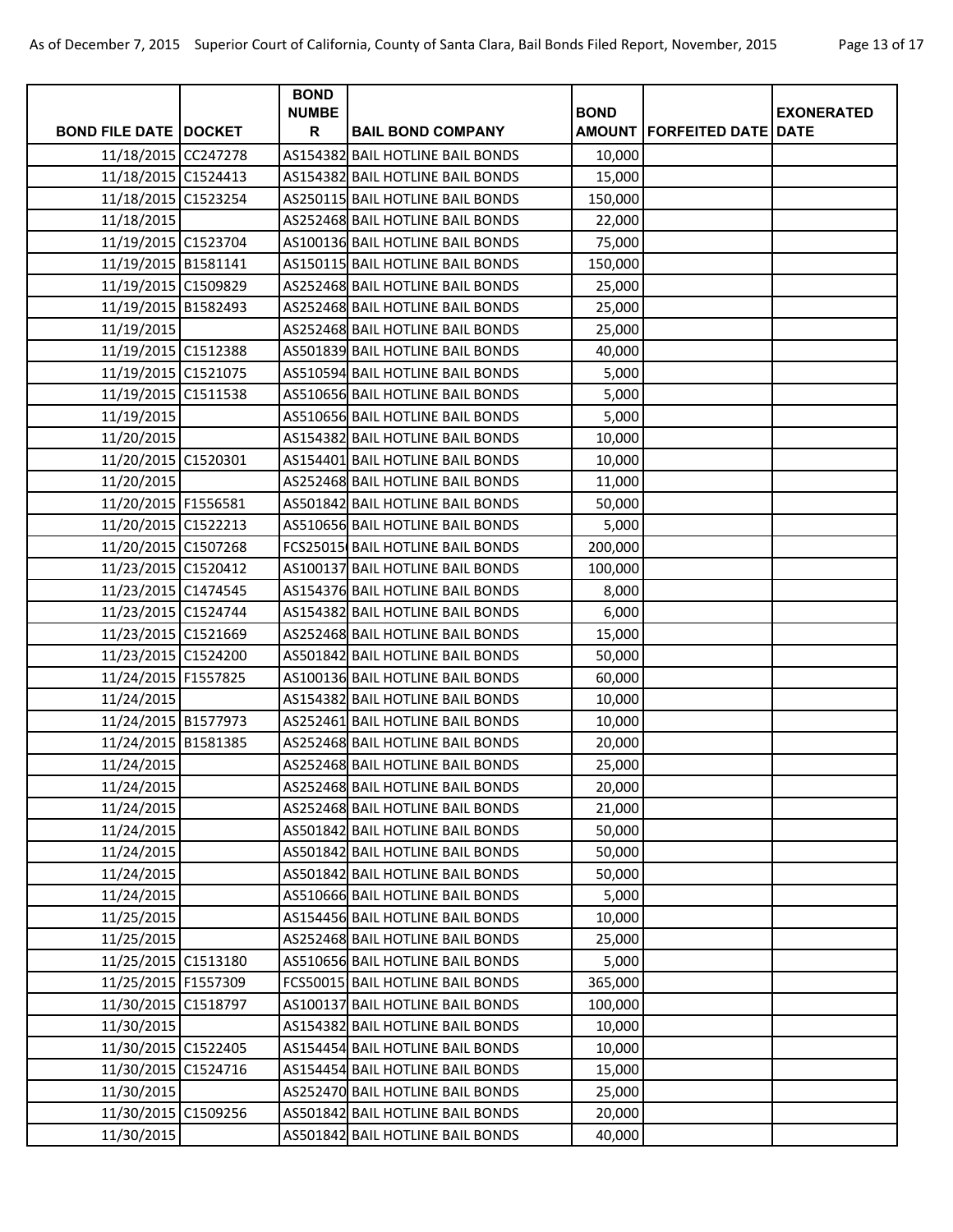| BOND FILE DATE | DOCKET | BOND NUMBER | BAIL BOND COMPANY | BOND AMOUNT | FORFEITED DATE | EXONERATED DATE |
|---|---|---|---|---|---|---|
| 11/18/2015 | CC247278 | AS154382 | BAIL HOTLINE BAIL BONDS | 10,000 | | |
| 11/18/2015 | C1524413 | AS154382 | BAIL HOTLINE BAIL BONDS | 15,000 | | |
| 11/18/2015 | C1523254 | AS250115 | BAIL HOTLINE BAIL BONDS | 150,000 | | |
| 11/18/2015 | | AS252468 | BAIL HOTLINE BAIL BONDS | 22,000 | | |
| 11/19/2015 | C1523704 | AS100136 | BAIL HOTLINE BAIL BONDS | 75,000 | | |
| 11/19/2015 | B1581141 | AS150115 | BAIL HOTLINE BAIL BONDS | 150,000 | | |
| 11/19/2015 | C1509829 | AS252468 | BAIL HOTLINE BAIL BONDS | 25,000 | | |
| 11/19/2015 | B1582493 | AS252468 | BAIL HOTLINE BAIL BONDS | 25,000 | | |
| 11/19/2015 | | AS252468 | BAIL HOTLINE BAIL BONDS | 25,000 | | |
| 11/19/2015 | C1512388 | AS501839 | BAIL HOTLINE BAIL BONDS | 40,000 | | |
| 11/19/2015 | C1521075 | AS510594 | BAIL HOTLINE BAIL BONDS | 5,000 | | |
| 11/19/2015 | C1511538 | AS510656 | BAIL HOTLINE BAIL BONDS | 5,000 | | |
| 11/19/2015 | | AS510656 | BAIL HOTLINE BAIL BONDS | 5,000 | | |
| 11/20/2015 | | AS154382 | BAIL HOTLINE BAIL BONDS | 10,000 | | |
| 11/20/2015 | C1520301 | AS154401 | BAIL HOTLINE BAIL BONDS | 10,000 | | |
| 11/20/2015 | | AS252468 | BAIL HOTLINE BAIL BONDS | 11,000 | | |
| 11/20/2015 | F1556581 | AS501842 | BAIL HOTLINE BAIL BONDS | 50,000 | | |
| 11/20/2015 | C1522213 | AS510656 | BAIL HOTLINE BAIL BONDS | 5,000 | | |
| 11/20/2015 | C1507268 | FCS25015 | BAIL HOTLINE BAIL BONDS | 200,000 | | |
| 11/23/2015 | C1520412 | AS100137 | BAIL HOTLINE BAIL BONDS | 100,000 | | |
| 11/23/2015 | C1474545 | AS154376 | BAIL HOTLINE BAIL BONDS | 8,000 | | |
| 11/23/2015 | C1524744 | AS154382 | BAIL HOTLINE BAIL BONDS | 6,000 | | |
| 11/23/2015 | C1521669 | AS252468 | BAIL HOTLINE BAIL BONDS | 15,000 | | |
| 11/23/2015 | C1524200 | AS501842 | BAIL HOTLINE BAIL BONDS | 50,000 | | |
| 11/24/2015 | F1557825 | AS100136 | BAIL HOTLINE BAIL BONDS | 60,000 | | |
| 11/24/2015 | | AS154382 | BAIL HOTLINE BAIL BONDS | 10,000 | | |
| 11/24/2015 | B1577973 | AS252461 | BAIL HOTLINE BAIL BONDS | 10,000 | | |
| 11/24/2015 | B1581385 | AS252468 | BAIL HOTLINE BAIL BONDS | 20,000 | | |
| 11/24/2015 | | AS252468 | BAIL HOTLINE BAIL BONDS | 25,000 | | |
| 11/24/2015 | | AS252468 | BAIL HOTLINE BAIL BONDS | 20,000 | | |
| 11/24/2015 | | AS252468 | BAIL HOTLINE BAIL BONDS | 21,000 | | |
| 11/24/2015 | | AS501842 | BAIL HOTLINE BAIL BONDS | 50,000 | | |
| 11/24/2015 | | AS501842 | BAIL HOTLINE BAIL BONDS | 50,000 | | |
| 11/24/2015 | | AS501842 | BAIL HOTLINE BAIL BONDS | 50,000 | | |
| 11/24/2015 | | AS510666 | BAIL HOTLINE BAIL BONDS | 5,000 | | |
| 11/25/2015 | | AS154456 | BAIL HOTLINE BAIL BONDS | 10,000 | | |
| 11/25/2015 | | AS252468 | BAIL HOTLINE BAIL BONDS | 25,000 | | |
| 11/25/2015 | C1513180 | AS510656 | BAIL HOTLINE BAIL BONDS | 5,000 | | |
| 11/25/2015 | F1557309 | FCS50015 | BAIL HOTLINE BAIL BONDS | 365,000 | | |
| 11/30/2015 | C1518797 | AS100137 | BAIL HOTLINE BAIL BONDS | 100,000 | | |
| 11/30/2015 | | AS154382 | BAIL HOTLINE BAIL BONDS | 10,000 | | |
| 11/30/2015 | C1522405 | AS154454 | BAIL HOTLINE BAIL BONDS | 10,000 | | |
| 11/30/2015 | C1524716 | AS154454 | BAIL HOTLINE BAIL BONDS | 15,000 | | |
| 11/30/2015 | | AS252470 | BAIL HOTLINE BAIL BONDS | 25,000 | | |
| 11/30/2015 | C1509256 | AS501842 | BAIL HOTLINE BAIL BONDS | 20,000 | | |
| 11/30/2015 | | AS501842 | BAIL HOTLINE BAIL BONDS | 40,000 | | |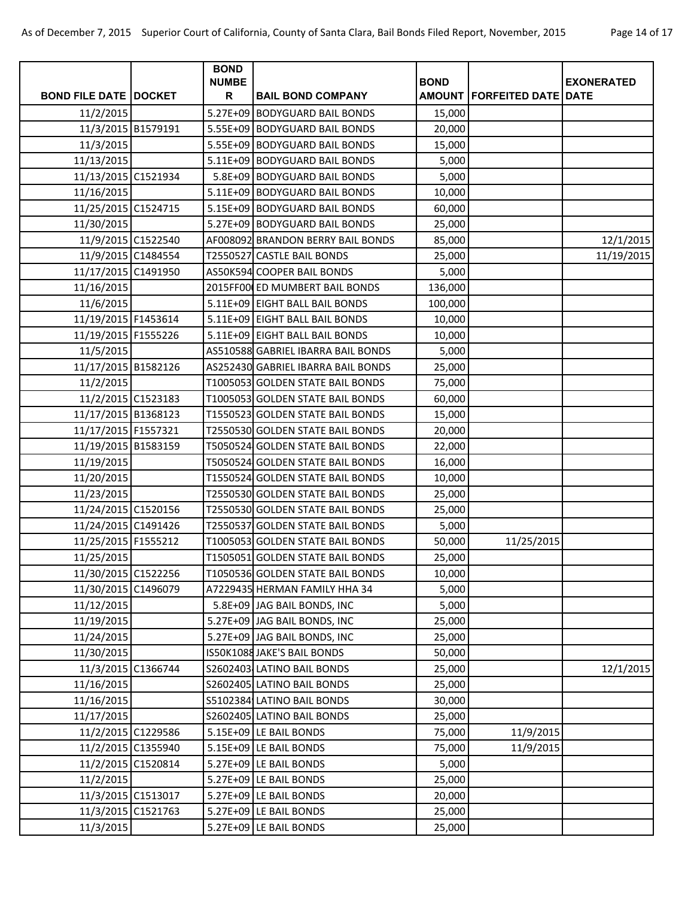| BOND FILE DATE | DOCKET | BOND NUMBER | BAIL BOND COMPANY | BOND AMOUNT | FORFEITED DATE | EXONERATED DATE |
|---|---|---|---|---|---|---|
| 11/2/2015 | | 5.27E+09 | BODYGUARD BAIL BONDS | 15,000 | | |
| 11/3/2015 | B1579191 | 5.55E+09 | BODYGUARD BAIL BONDS | 20,000 | | |
| 11/3/2015 | | 5.55E+09 | BODYGUARD BAIL BONDS | 15,000 | | |
| 11/13/2015 | | 5.11E+09 | BODYGUARD BAIL BONDS | 5,000 | | |
| 11/13/2015 | C1521934 | 5.8E+09 | BODYGUARD BAIL BONDS | 5,000 | | |
| 11/16/2015 | | 5.11E+09 | BODYGUARD BAIL BONDS | 10,000 | | |
| 11/25/2015 | C1524715 | 5.15E+09 | BODYGUARD BAIL BONDS | 60,000 | | |
| 11/30/2015 | | 5.27E+09 | BODYGUARD BAIL BONDS | 25,000 | | |
| 11/9/2015 | C1522540 | AF008092 | BRANDON BERRY BAIL BONDS | 85,000 | | 12/1/2015 |
| 11/9/2015 | C1484554 | T2550527 | CASTLE BAIL BONDS | 25,000 | | 11/19/2015 |
| 11/17/2015 | C1491950 | AS50K594 | COOPER BAIL BONDS | 5,000 | | |
| 11/16/2015 | | 2015FF00 | ED MUMBERT BAIL BONDS | 136,000 | | |
| 11/6/2015 | | 5.11E+09 | EIGHT BALL BAIL BONDS | 100,000 | | |
| 11/19/2015 | F1453614 | 5.11E+09 | EIGHT BALL BAIL BONDS | 10,000 | | |
| 11/19/2015 | F1555226 | 5.11E+09 | EIGHT BALL BAIL BONDS | 10,000 | | |
| 11/5/2015 | | AS510588 | GABRIEL IBARRA BAIL BONDS | 5,000 | | |
| 11/17/2015 | B1582126 | AS252430 | GABRIEL IBARRA BAIL BONDS | 25,000 | | |
| 11/2/2015 | | T1005053 | GOLDEN STATE BAIL BONDS | 75,000 | | |
| 11/2/2015 | C1523183 | T1005053 | GOLDEN STATE BAIL BONDS | 60,000 | | |
| 11/17/2015 | B1368123 | T1550523 | GOLDEN STATE BAIL BONDS | 15,000 | | |
| 11/17/2015 | F1557321 | T2550530 | GOLDEN STATE BAIL BONDS | 20,000 | | |
| 11/19/2015 | B1583159 | T5050524 | GOLDEN STATE BAIL BONDS | 22,000 | | |
| 11/19/2015 | | T5050524 | GOLDEN STATE BAIL BONDS | 16,000 | | |
| 11/20/2015 | | T1550524 | GOLDEN STATE BAIL BONDS | 10,000 | | |
| 11/23/2015 | | T2550530 | GOLDEN STATE BAIL BONDS | 25,000 | | |
| 11/24/2015 | C1520156 | T2550530 | GOLDEN STATE BAIL BONDS | 25,000 | | |
| 11/24/2015 | C1491426 | T2550537 | GOLDEN STATE BAIL BONDS | 5,000 | | |
| 11/25/2015 | F1555212 | T1005053 | GOLDEN STATE BAIL BONDS | 50,000 | 11/25/2015 | |
| 11/25/2015 | | T1505051 | GOLDEN STATE BAIL BONDS | 25,000 | | |
| 11/30/2015 | C1522256 | T1050536 | GOLDEN STATE BAIL BONDS | 10,000 | | |
| 11/30/2015 | C1496079 | A7229435 | HERMAN FAMILY HHA 34 | 5,000 | | |
| 11/12/2015 | | 5.8E+09 | JAG BAIL BONDS, INC | 5,000 | | |
| 11/19/2015 | | 5.27E+09 | JAG BAIL BONDS, INC | 25,000 | | |
| 11/24/2015 | | 5.27E+09 | JAG BAIL BONDS, INC | 25,000 | | |
| 11/30/2015 | | IS50K1088 | JAKE'S BAIL BONDS | 50,000 | | |
| 11/3/2015 | C1366744 | S2602403 | LATINO BAIL BONDS | 25,000 | | 12/1/2015 |
| 11/16/2015 | | S2602405 | LATINO BAIL BONDS | 25,000 | | |
| 11/16/2015 | | S5102384 | LATINO BAIL BONDS | 30,000 | | |
| 11/17/2015 | | S2602405 | LATINO BAIL BONDS | 25,000 | | |
| 11/2/2015 | C1229586 | 5.15E+09 | LE BAIL BONDS | 75,000 | 11/9/2015 | |
| 11/2/2015 | C1355940 | 5.15E+09 | LE BAIL BONDS | 75,000 | 11/9/2015 | |
| 11/2/2015 | C1520814 | 5.27E+09 | LE BAIL BONDS | 5,000 | | |
| 11/2/2015 | | 5.27E+09 | LE BAIL BONDS | 25,000 | | |
| 11/3/2015 | C1513017 | 5.27E+09 | LE BAIL BONDS | 20,000 | | |
| 11/3/2015 | C1521763 | 5.27E+09 | LE BAIL BONDS | 25,000 | | |
| 11/3/2015 | | 5.27E+09 | LE BAIL BONDS | 25,000 | | |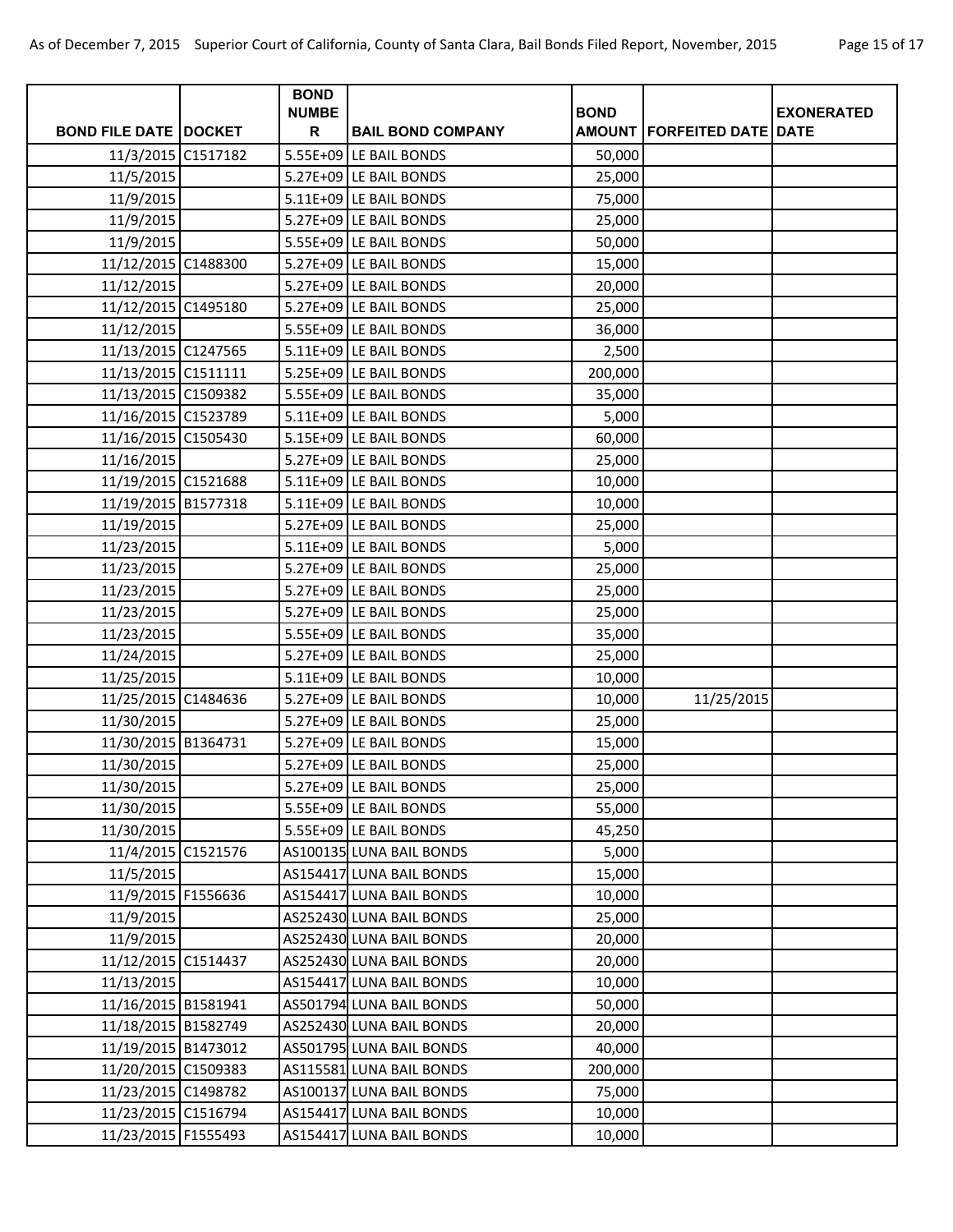| BOND FILE DATE | DOCKET | BOND NUMBER | BAIL BOND COMPANY | BOND AMOUNT | FORFEITED DATE | EXONERATED DATE |
|---|---|---|---|---|---|---|
| 11/3/2015 | C1517182 | 5.55E+09 | LE BAIL BONDS | 50,000 | | |
| 11/5/2015 | | 5.27E+09 | LE BAIL BONDS | 25,000 | | |
| 11/9/2015 | | 5.11E+09 | LE BAIL BONDS | 75,000 | | |
| 11/9/2015 | | 5.27E+09 | LE BAIL BONDS | 25,000 | | |
| 11/9/2015 | | 5.55E+09 | LE BAIL BONDS | 50,000 | | |
| 11/12/2015 | C1488300 | 5.27E+09 | LE BAIL BONDS | 15,000 | | |
| 11/12/2015 | | 5.27E+09 | LE BAIL BONDS | 20,000 | | |
| 11/12/2015 | C1495180 | 5.27E+09 | LE BAIL BONDS | 25,000 | | |
| 11/12/2015 | | 5.55E+09 | LE BAIL BONDS | 36,000 | | |
| 11/13/2015 | C1247565 | 5.11E+09 | LE BAIL BONDS | 2,500 | | |
| 11/13/2015 | C1511111 | 5.25E+09 | LE BAIL BONDS | 200,000 | | |
| 11/13/2015 | C1509382 | 5.55E+09 | LE BAIL BONDS | 35,000 | | |
| 11/16/2015 | C1523789 | 5.11E+09 | LE BAIL BONDS | 5,000 | | |
| 11/16/2015 | C1505430 | 5.15E+09 | LE BAIL BONDS | 60,000 | | |
| 11/16/2015 | | 5.27E+09 | LE BAIL BONDS | 25,000 | | |
| 11/19/2015 | C1521688 | 5.11E+09 | LE BAIL BONDS | 10,000 | | |
| 11/19/2015 | B1577318 | 5.11E+09 | LE BAIL BONDS | 10,000 | | |
| 11/19/2015 | | 5.27E+09 | LE BAIL BONDS | 25,000 | | |
| 11/23/2015 | | 5.11E+09 | LE BAIL BONDS | 5,000 | | |
| 11/23/2015 | | 5.27E+09 | LE BAIL BONDS | 25,000 | | |
| 11/23/2015 | | 5.27E+09 | LE BAIL BONDS | 25,000 | | |
| 11/23/2015 | | 5.27E+09 | LE BAIL BONDS | 25,000 | | |
| 11/23/2015 | | 5.55E+09 | LE BAIL BONDS | 35,000 | | |
| 11/24/2015 | | 5.27E+09 | LE BAIL BONDS | 25,000 | | |
| 11/25/2015 | | 5.11E+09 | LE BAIL BONDS | 10,000 | | |
| 11/25/2015 | C1484636 | 5.27E+09 | LE BAIL BONDS | 10,000 | 11/25/2015 | |
| 11/30/2015 | | 5.27E+09 | LE BAIL BONDS | 25,000 | | |
| 11/30/2015 | B1364731 | 5.27E+09 | LE BAIL BONDS | 15,000 | | |
| 11/30/2015 | | 5.27E+09 | LE BAIL BONDS | 25,000 | | |
| 11/30/2015 | | 5.27E+09 | LE BAIL BONDS | 25,000 | | |
| 11/30/2015 | | 5.55E+09 | LE BAIL BONDS | 55,000 | | |
| 11/30/2015 | | 5.55E+09 | LE BAIL BONDS | 45,250 | | |
| 11/4/2015 | C1521576 | AS100135 | LUNA BAIL BONDS | 5,000 | | |
| 11/5/2015 | | AS154417 | LUNA BAIL BONDS | 15,000 | | |
| 11/9/2015 | F1556636 | AS154417 | LUNA BAIL BONDS | 10,000 | | |
| 11/9/2015 | | AS252430 | LUNA BAIL BONDS | 25,000 | | |
| 11/9/2015 | | AS252430 | LUNA BAIL BONDS | 20,000 | | |
| 11/12/2015 | C1514437 | AS252430 | LUNA BAIL BONDS | 20,000 | | |
| 11/13/2015 | | AS154417 | LUNA BAIL BONDS | 10,000 | | |
| 11/16/2015 | B1581941 | AS501794 | LUNA BAIL BONDS | 50,000 | | |
| 11/18/2015 | B1582749 | AS252430 | LUNA BAIL BONDS | 20,000 | | |
| 11/19/2015 | B1473012 | AS501795 | LUNA BAIL BONDS | 40,000 | | |
| 11/20/2015 | C1509383 | AS115581 | LUNA BAIL BONDS | 200,000 | | |
| 11/23/2015 | C1498782 | AS100137 | LUNA BAIL BONDS | 75,000 | | |
| 11/23/2015 | C1516794 | AS154417 | LUNA BAIL BONDS | 10,000 | | |
| 11/23/2015 | F1555493 | AS154417 | LUNA BAIL BONDS | 10,000 | | |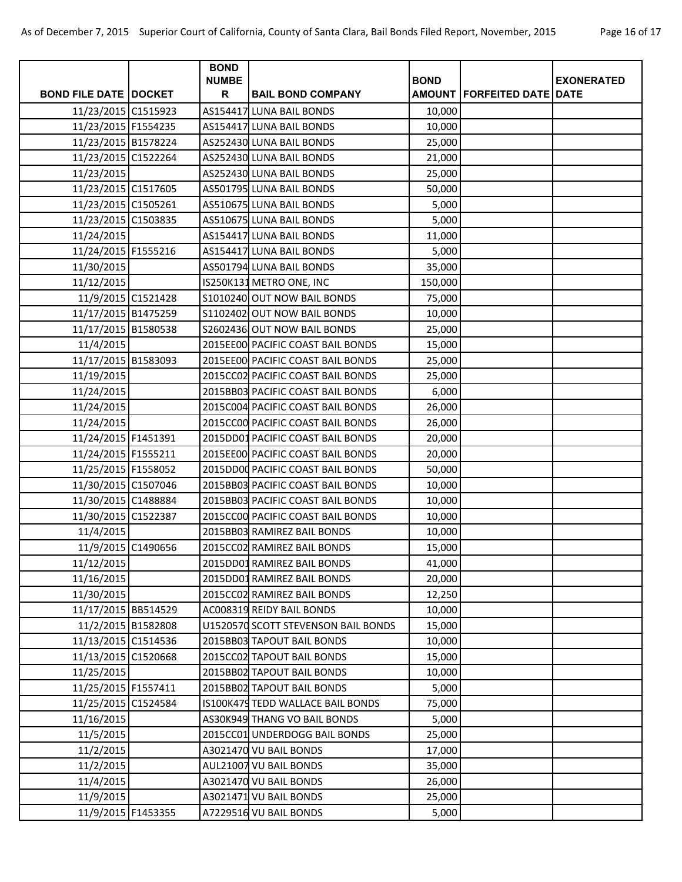| BOND FILE DATE | DOCKET | BOND NUMBER | BAIL BOND COMPANY | BOND AMOUNT | FORFEITED DATE | EXONERATED DATE |
|---|---|---|---|---|---|---|
| 11/23/2015 | C1515923 | AS154417 | LUNA BAIL BONDS | 10,000 | | |
| 11/23/2015 | F1554235 | AS154417 | LUNA BAIL BONDS | 10,000 | | |
| 11/23/2015 | B1578224 | AS252430 | LUNA BAIL BONDS | 25,000 | | |
| 11/23/2015 | C1522264 | AS252430 | LUNA BAIL BONDS | 21,000 | | |
| 11/23/2015 | | AS252430 | LUNA BAIL BONDS | 25,000 | | |
| 11/23/2015 | C1517605 | AS501795 | LUNA BAIL BONDS | 50,000 | | |
| 11/23/2015 | C1505261 | AS510675 | LUNA BAIL BONDS | 5,000 | | |
| 11/23/2015 | C1503835 | AS510675 | LUNA BAIL BONDS | 5,000 | | |
| 11/24/2015 | | AS154417 | LUNA BAIL BONDS | 11,000 | | |
| 11/24/2015 | F1555216 | AS154417 | LUNA BAIL BONDS | 5,000 | | |
| 11/30/2015 | | AS501794 | LUNA BAIL BONDS | 35,000 | | |
| 11/12/2015 | | IS250K131 | METRO ONE, INC | 150,000 | | |
| 11/9/2015 | C1521428 | S1010240 | OUT NOW BAIL BONDS | 75,000 | | |
| 11/17/2015 | B1475259 | S1102402 | OUT NOW BAIL BONDS | 10,000 | | |
| 11/17/2015 | B1580538 | S2602436 | OUT NOW BAIL BONDS | 25,000 | | |
| 11/4/2015 | | 2015EE00 | PACIFIC COAST BAIL BONDS | 15,000 | | |
| 11/17/2015 | B1583093 | 2015EE00 | PACIFIC COAST BAIL BONDS | 25,000 | | |
| 11/19/2015 | | 2015CC02 | PACIFIC COAST BAIL BONDS | 25,000 | | |
| 11/24/2015 | | 2015BB03 | PACIFIC COAST BAIL BONDS | 6,000 | | |
| 11/24/2015 | | 2015C004 | PACIFIC COAST BAIL BONDS | 26,000 | | |
| 11/24/2015 | | 2015CC00 | PACIFIC COAST BAIL BONDS | 26,000 | | |
| 11/24/2015 | F1451391 | 2015DD01 | PACIFIC COAST BAIL BONDS | 20,000 | | |
| 11/24/2015 | F1555211 | 2015EE00 | PACIFIC COAST BAIL BONDS | 20,000 | | |
| 11/25/2015 | F1558052 | 2015DD00 | PACIFIC COAST BAIL BONDS | 50,000 | | |
| 11/30/2015 | C1507046 | 2015BB03 | PACIFIC COAST BAIL BONDS | 10,000 | | |
| 11/30/2015 | C1488884 | 2015BB03 | PACIFIC COAST BAIL BONDS | 10,000 | | |
| 11/30/2015 | C1522387 | 2015CC00 | PACIFIC COAST BAIL BONDS | 10,000 | | |
| 11/4/2015 | | 2015BB03 | RAMIREZ BAIL BONDS | 10,000 | | |
| 11/9/2015 | C1490656 | 2015CC02 | RAMIREZ BAIL BONDS | 15,000 | | |
| 11/12/2015 | | 2015DD01 | RAMIREZ BAIL BONDS | 41,000 | | |
| 11/16/2015 | | 2015DD01 | RAMIREZ BAIL BONDS | 20,000 | | |
| 11/30/2015 | | 2015CC02 | RAMIREZ BAIL BONDS | 12,250 | | |
| 11/17/2015 | BB514529 | AC008319 | REIDY BAIL BONDS | 10,000 | | |
| 11/2/2015 | B1582808 | U1520570 | SCOTT STEVENSON BAIL BONDS | 15,000 | | |
| 11/13/2015 | C1514536 | 2015BB03 | TAPOUT BAIL BONDS | 10,000 | | |
| 11/13/2015 | C1520668 | 2015CC02 | TAPOUT BAIL BONDS | 15,000 | | |
| 11/25/2015 | | 2015BB02 | TAPOUT BAIL BONDS | 10,000 | | |
| 11/25/2015 | F1557411 | 2015BB02 | TAPOUT BAIL BONDS | 5,000 | | |
| 11/25/2015 | C1524584 | IS100K479 | TEDD WALLACE BAIL BONDS | 75,000 | | |
| 11/16/2015 | | AS30K949 | THANG VO BAIL BONDS | 5,000 | | |
| 11/5/2015 | | 2015CC01 | UNDERDOGG BAIL BONDS | 25,000 | | |
| 11/2/2015 | | A3021470 | VU BAIL BONDS | 17,000 | | |
| 11/2/2015 | | AUL21007 | VU BAIL BONDS | 35,000 | | |
| 11/4/2015 | | A3021470 | VU BAIL BONDS | 26,000 | | |
| 11/9/2015 | | A3021471 | VU BAIL BONDS | 25,000 | | |
| 11/9/2015 | F1453355 | A7229516 | VU BAIL BONDS | 5,000 | | |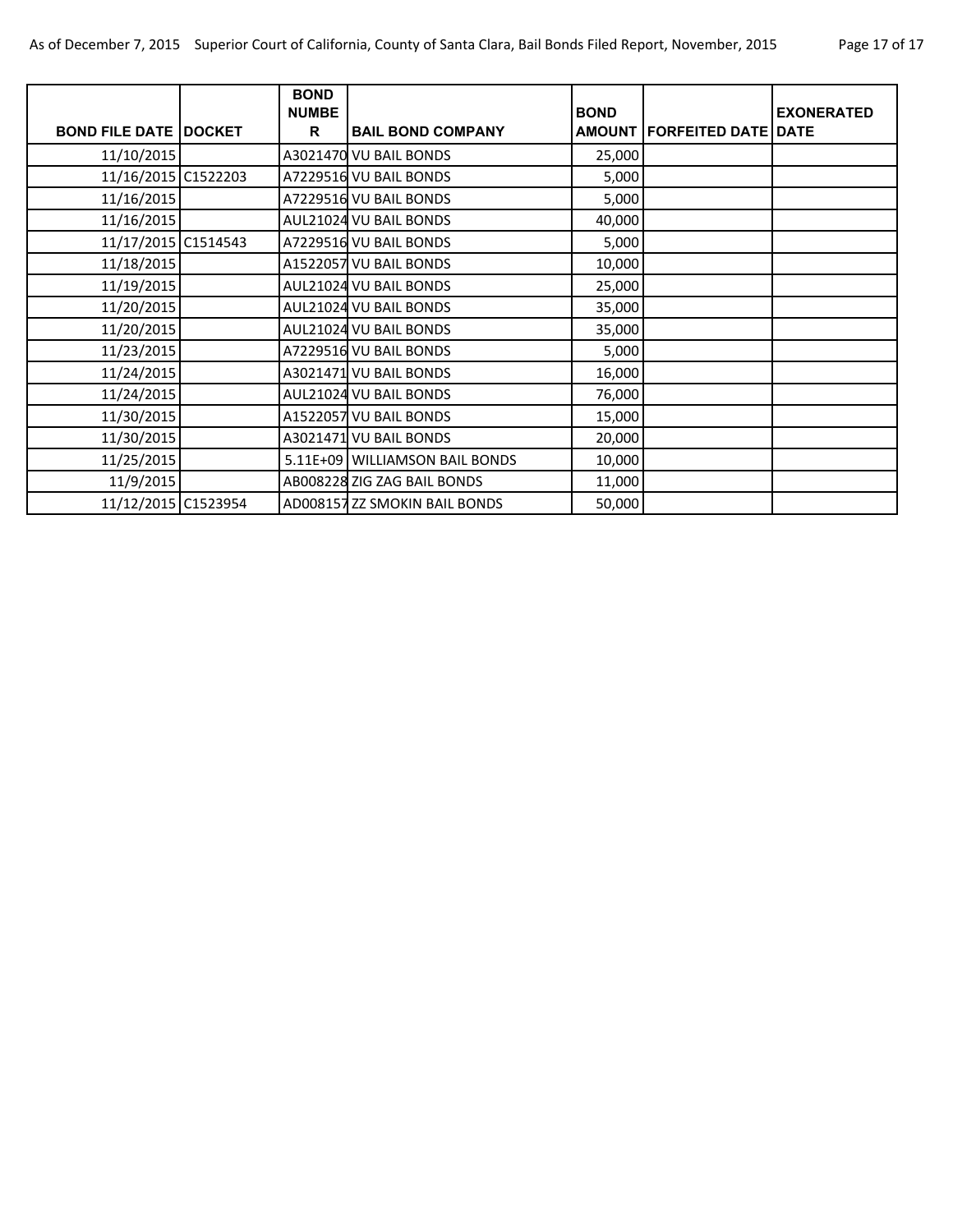| BOND FILE DATE | DOCKET | BOND NUMBER | BAIL BOND COMPANY | BOND AMOUNT | FORFEITED DATE | EXONERATED DATE |
|---|---|---|---|---|---|---|
| 11/10/2015 | | A3021470 | VU BAIL BONDS | 25,000 | | |
| 11/16/2015 | C1522203 | A7229516 | VU BAIL BONDS | 5,000 | | |
| 11/16/2015 | | A7229516 | VU BAIL BONDS | 5,000 | | |
| 11/16/2015 | | AUL21024 | VU BAIL BONDS | 40,000 | | |
| 11/17/2015 | C1514543 | A7229516 | VU BAIL BONDS | 5,000 | | |
| 11/18/2015 | | A1522057 | VU BAIL BONDS | 10,000 | | |
| 11/19/2015 | | AUL21024 | VU BAIL BONDS | 25,000 | | |
| 11/20/2015 | | AUL21024 | VU BAIL BONDS | 35,000 | | |
| 11/20/2015 | | AUL21024 | VU BAIL BONDS | 35,000 | | |
| 11/23/2015 | | A7229516 | VU BAIL BONDS | 5,000 | | |
| 11/24/2015 | | A3021471 | VU BAIL BONDS | 16,000 | | |
| 11/24/2015 | | AUL21024 | VU BAIL BONDS | 76,000 | | |
| 11/30/2015 | | A1522057 | VU BAIL BONDS | 15,000 | | |
| 11/30/2015 | | A3021471 | VU BAIL BONDS | 20,000 | | |
| 11/25/2015 | | 5.11E+09 | WILLIAMSON BAIL BONDS | 10,000 | | |
| 11/9/2015 | | AB008228 | ZIG ZAG BAIL BONDS | 11,000 | | |
| 11/12/2015 | C1523954 | AD008157 | ZZ SMOKIN BAIL BONDS | 50,000 | | |